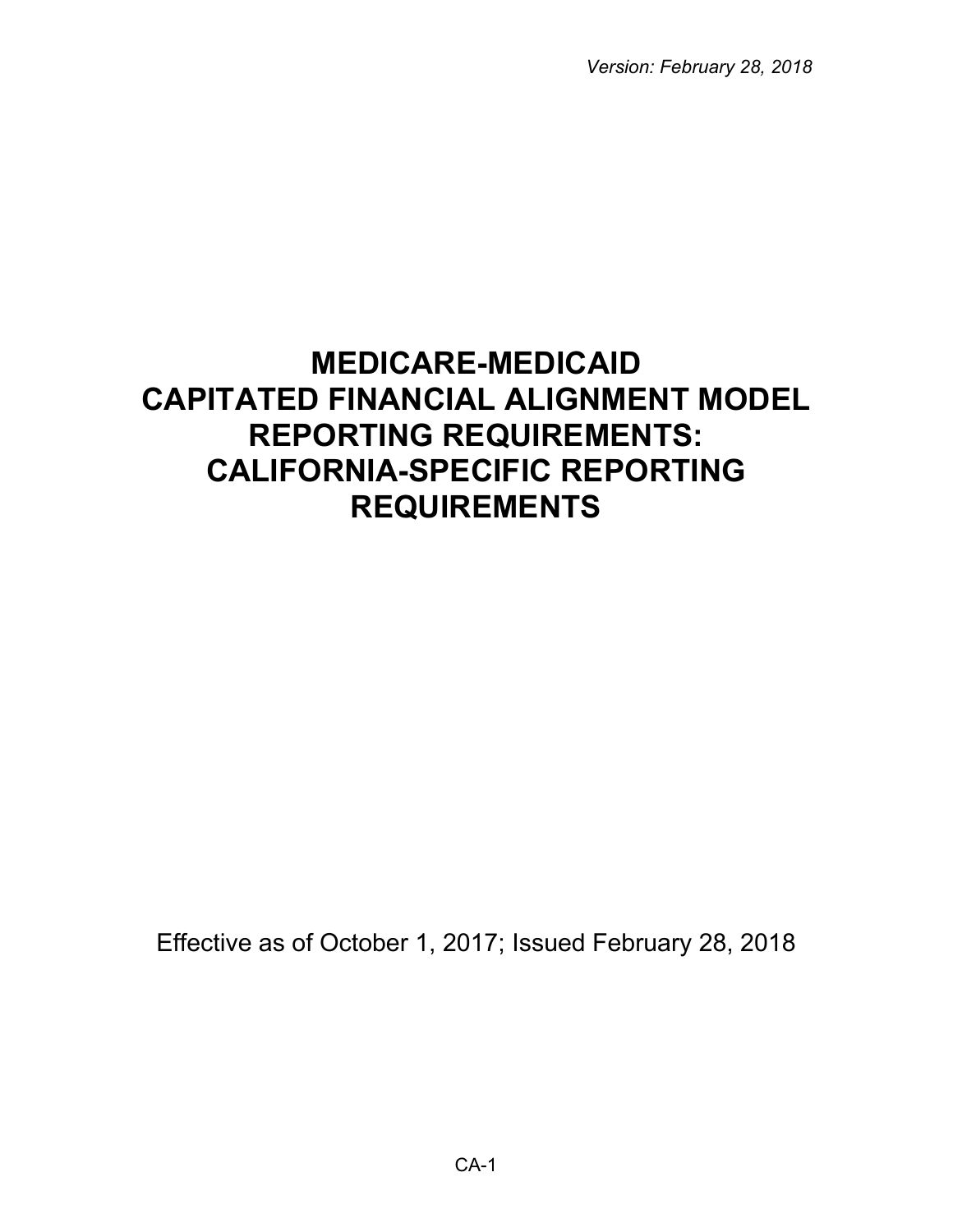*Version: February 28, 2018*

# MEDICARE-MEDICAID CAPITATED FINANCIAL ALIGNMENT MODEL REPORTING REQUIREMENTS: CALIFORNIA-SPECIFIC REPORTING REQUIREMENTS

Effective as of October 1, 2017; Issued February 28, 2018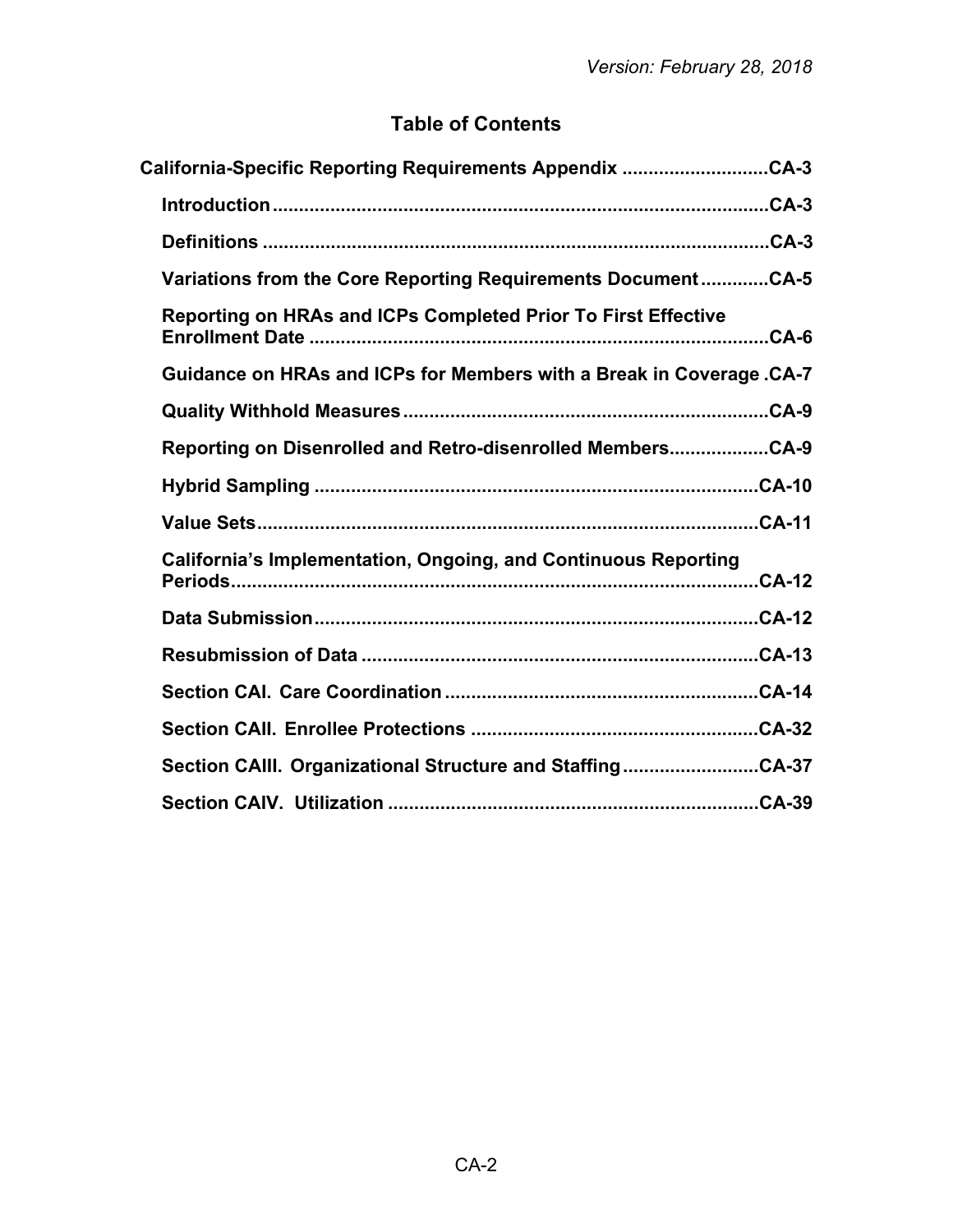## Table of Contents

**California-Specific Reporting Requirements Appendix ...........................CA-3**

- **Introduction ...........................................................................................CA-3**
- **Definitions ..............................................................................................CA-3**
- **Variations from the Core Reporting Requirements Document ............CA-5**
- **Reporting on HRAs and ICPs Completed Prior To First Effective Enrollment Date ......................................................................................CA-6**
- **Guidance on HRAs and ICPs for Members with a Break in Coverage .CA-7**
- **Quality Withhold Measures ....................................................................CA-9**
- **Reporting on Disenrolled and Retro-disenrolled Members..................CA-9**
- **Hybrid Sampling ...................................................................................CA-10**
- **Value Sets.............................................................................................CA-11**
- **California's Implementation, Ongoing, and Continuous Reporting Periods..................................................................................................CA-12**
- **Data Submission...................................................................................CA-12**
- **Resubmission of Data ..........................................................................CA-13**
- **Section CAI. Care Coordination ..........................................................CA-14**
- **Section CAII. Enrollee Protections ......................................................CA-32**
- **Section CAIII. Organizational Structure and Staffing .........................CA-37**
- **Section CAIV. Utilization .....................................................................CA-39**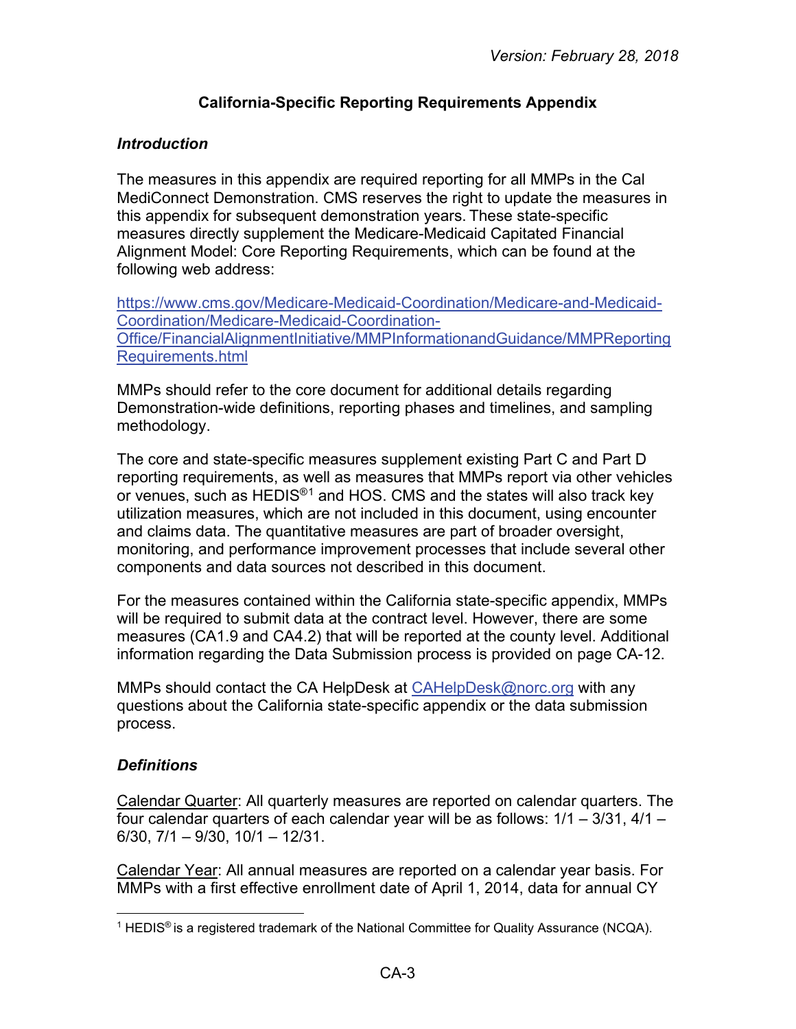## California-Specific Reporting Requirements Appendix

### *Introduction*

The measures in this appendix are required reporting for all MMPs in the Cal MediConnect Demonstration. CMS reserves the right to update the measures in this appendix for subsequent demonstration years. These state-specific measures directly supplement the Medicare-Medicaid Capitated Financial Alignment Model: Core Reporting Requirements, which can be found at the following web address:

[https://www.cms.gov/Medicare-Medicaid-Coordination/Medicare-and-Medicaid-Coordination/Medicare-Medicaid-Coordination-Office/FinancialAlignmentInitiative/MMPInformationandGuidance/MMPReportingRequirements.html](https://www.cms.gov/Medicare-Medicaid-Coordination/Medicare-and-Medicaid-Coordination/Medicare-Medicaid-Coordination-Office/FinancialAlignmentInitiative/MMPInformationandGuidance/MMPReportingRequirements.html)

MMPs should refer to the core document for additional details regarding Demonstration-wide definitions, reporting phases and timelines, and sampling methodology.

The core and state-specific measures supplement existing Part C and Part D reporting requirements, as well as measures that MMPs report via other vehicles or venues, such as HEDIS®[1] and HOS. CMS and the states will also track key utilization measures, which are not included in this document, using encounter and claims data. The quantitative measures are part of broader oversight, monitoring, and performance improvement processes that include several other components and data sources not described in this document.

For the measures contained within the California state-specific appendix, MMPs will be required to submit data at the contract level. However, there are some measures (CA1.9 and CA4.2) that will be reported at the county level. Additional information regarding the Data Submission process is provided on page CA-12.

MMPs should contact the CA HelpDesk at [CAHelpDesk@norc.org](mailto:CAHelpDesk@norc.org) with any questions about the California state-specific appendix or the data submission process.

### *Definitions*

<u>Calendar Quarter</u>: All quarterly measures are reported on calendar quarters. The four calendar quarters of each calendar year will be as follows: 1/1 – 3/31, 4/1 – 6/30, 7/1 – 9/30, 10/1 – 12/31.

<u>Calendar Year</u>: All annual measures are reported on a calendar year basis. For MMPs with a first effective enrollment date of April 1, 2014, data for annual CY

[1] HEDIS® is a registered trademark of the National Committee for Quality Assurance (NCQA).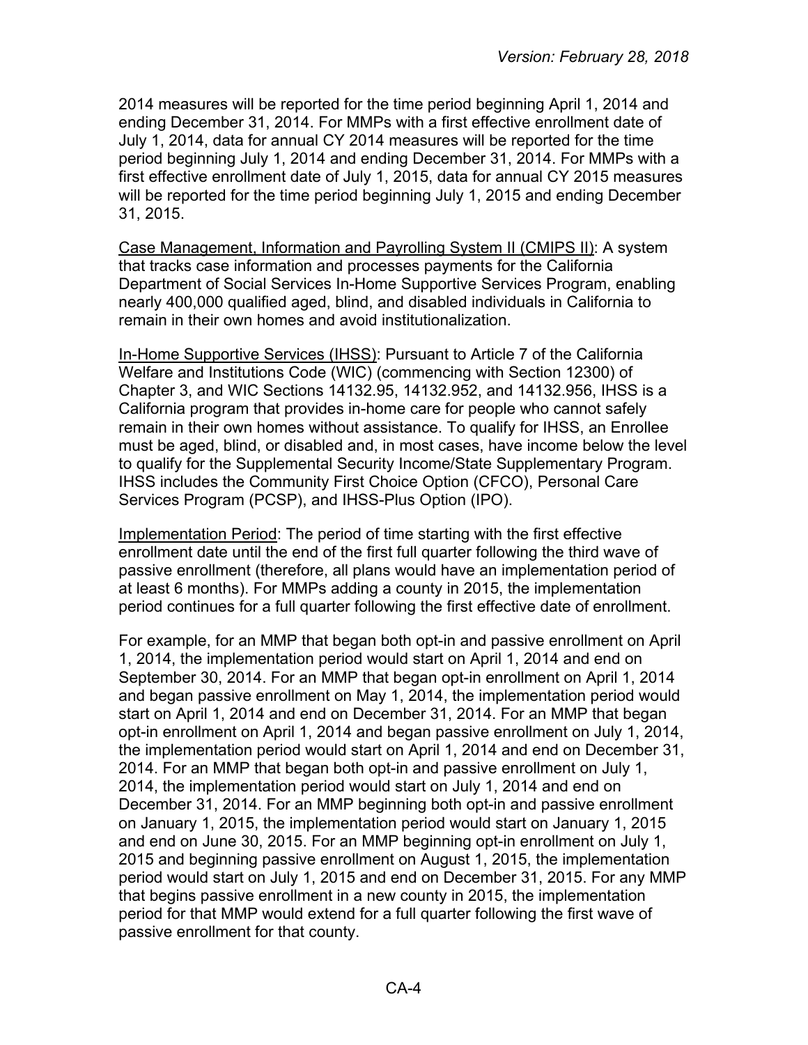2014 measures will be reported for the time period beginning April 1, 2014 and ending December 31, 2014. For MMPs with a first effective enrollment date of July 1, 2014, data for annual CY 2014 measures will be reported for the time period beginning July 1, 2014 and ending December 31, 2014. For MMPs with a first effective enrollment date of July 1, 2015, data for annual CY 2015 measures will be reported for the time period beginning July 1, 2015 and ending December 31, 2015.

Case Management, Information and Payrolling System II (CMIPS II): A system that tracks case information and processes payments for the California Department of Social Services In-Home Supportive Services Program, enabling nearly 400,000 qualified aged, blind, and disabled individuals in California to remain in their own homes and avoid institutionalization.

In-Home Supportive Services (IHSS): Pursuant to Article 7 of the California Welfare and Institutions Code (WIC) (commencing with Section 12300) of Chapter 3, and WIC Sections 14132.95, 14132.952, and 14132.956, IHSS is a California program that provides in-home care for people who cannot safely remain in their own homes without assistance. To qualify for IHSS, an Enrollee must be aged, blind, or disabled and, in most cases, have income below the level to qualify for the Supplemental Security Income/State Supplementary Program. IHSS includes the Community First Choice Option (CFCO), Personal Care Services Program (PCSP), and IHSS-Plus Option (IPO).

Implementation Period: The period of time starting with the first effective enrollment date until the end of the first full quarter following the third wave of passive enrollment (therefore, all plans would have an implementation period of at least 6 months). For MMPs adding a county in 2015, the implementation period continues for a full quarter following the first effective date of enrollment.

For example, for an MMP that began both opt-in and passive enrollment on April 1, 2014, the implementation period would start on April 1, 2014 and end on September 30, 2014. For an MMP that began opt-in enrollment on April 1, 2014 and began passive enrollment on May 1, 2014, the implementation period would start on April 1, 2014 and end on December 31, 2014. For an MMP that began opt-in enrollment on April 1, 2014 and began passive enrollment on July 1, 2014, the implementation period would start on April 1, 2014 and end on December 31, 2014. For an MMP that began both opt-in and passive enrollment on July 1, 2014, the implementation period would start on July 1, 2014 and end on December 31, 2014. For an MMP beginning both opt-in and passive enrollment on January 1, 2015, the implementation period would start on January 1, 2015 and end on June 30, 2015. For an MMP beginning opt-in enrollment on July 1, 2015 and beginning passive enrollment on August 1, 2015, the implementation period would start on July 1, 2015 and end on December 31, 2015. For any MMP that begins passive enrollment in a new county in 2015, the implementation period for that MMP would extend for a full quarter following the first wave of passive enrollment for that county.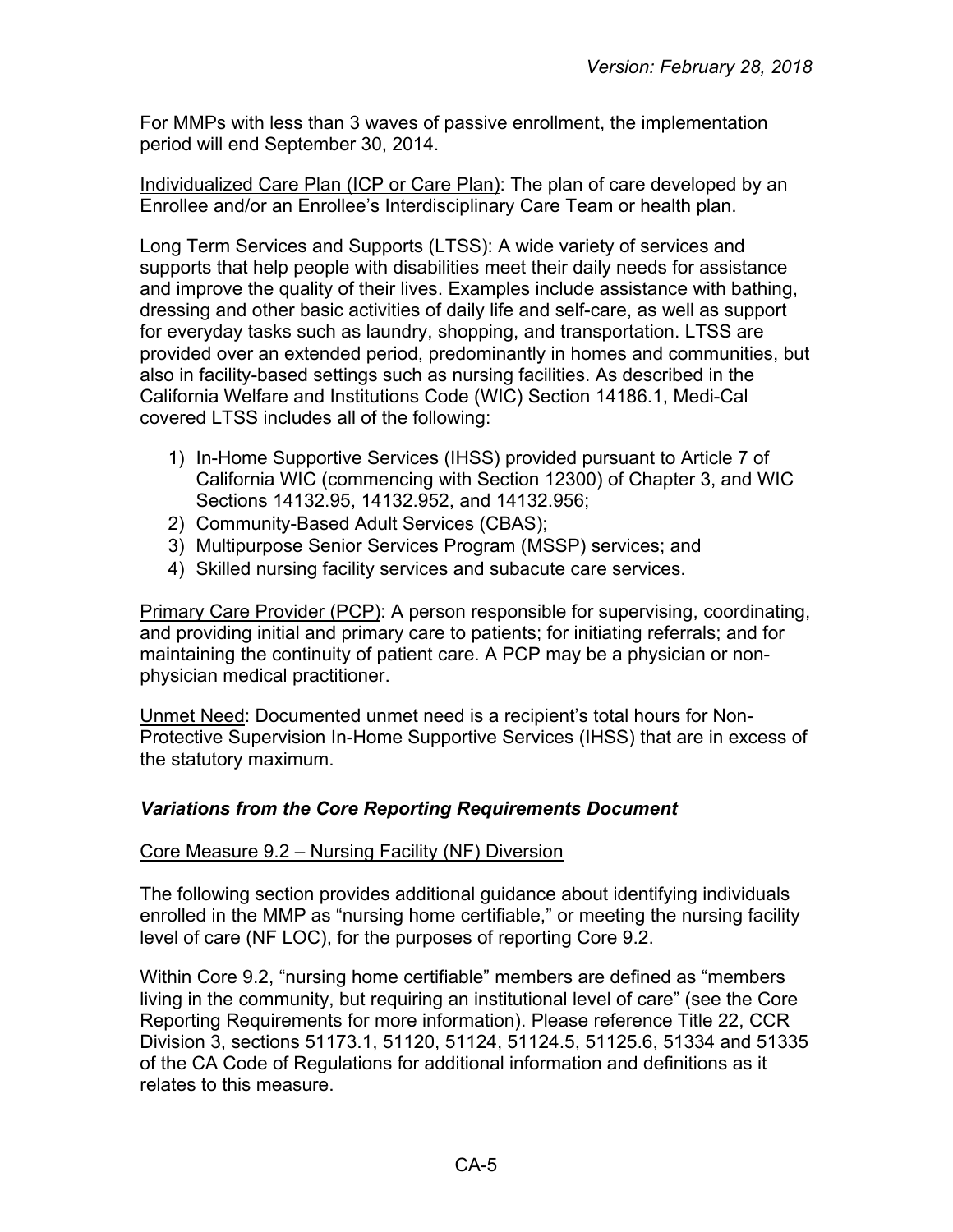For MMPs with less than 3 waves of passive enrollment, the implementation period will end September 30, 2014.

Individualized Care Plan (ICP or Care Plan): The plan of care developed by an Enrollee and/or an Enrollee's Interdisciplinary Care Team or health plan.

Long Term Services and Supports (LTSS): A wide variety of services and supports that help people with disabilities meet their daily needs for assistance and improve the quality of their lives. Examples include assistance with bathing, dressing and other basic activities of daily life and self-care, as well as support for everyday tasks such as laundry, shopping, and transportation. LTSS are provided over an extended period, predominantly in homes and communities, but also in facility-based settings such as nursing facilities. As described in the California Welfare and Institutions Code (WIC) Section 14186.1, Medi-Cal covered LTSS includes all of the following:

1) In-Home Supportive Services (IHSS) provided pursuant to Article 7 of California WIC (commencing with Section 12300) of Chapter 3, and WIC Sections 14132.95, 14132.952, and 14132.956;
2) Community-Based Adult Services (CBAS);
3) Multipurpose Senior Services Program (MSSP) services; and
4) Skilled nursing facility services and subacute care services.

Primary Care Provider (PCP): A person responsible for supervising, coordinating, and providing initial and primary care to patients; for initiating referrals; and for maintaining the continuity of patient care. A PCP may be a physician or non-physician medical practitioner.

Unmet Need: Documented unmet need is a recipient's total hours for Non-Protective Supervision In-Home Supportive Services (IHSS) that are in excess of the statutory maximum.

### *Variations from the Core Reporting Requirements Document*

Core Measure 9.2 – Nursing Facility (NF) Diversion

The following section provides additional guidance about identifying individuals enrolled in the MMP as "nursing home certifiable," or meeting the nursing facility level of care (NF LOC), for the purposes of reporting Core 9.2.

Within Core 9.2, "nursing home certifiable" members are defined as "members living in the community, but requiring an institutional level of care" (see the Core Reporting Requirements for more information). Please reference Title 22, CCR Division 3, sections 51173.1, 51120, 51124, 51124.5, 51125.6, 51334 and 51335 of the CA Code of Regulations for additional information and definitions as it relates to this measure.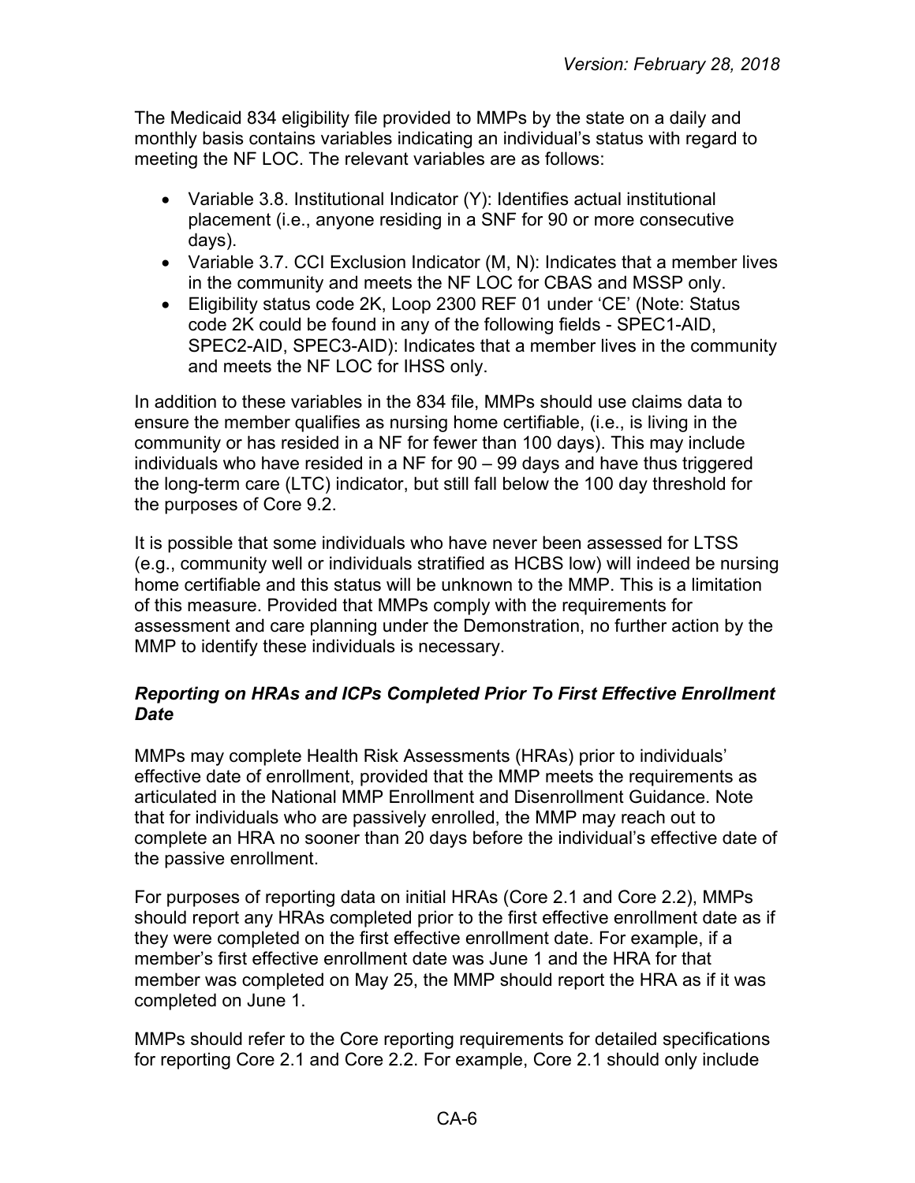The Medicaid 834 eligibility file provided to MMPs by the state on a daily and monthly basis contains variables indicating an individual's status with regard to meeting the NF LOC. The relevant variables are as follows:

- Variable 3.8. Institutional Indicator (Y): Identifies actual institutional placement (i.e., anyone residing in a SNF for 90 or more consecutive days).
- Variable 3.7. CCI Exclusion Indicator (M, N): Indicates that a member lives in the community and meets the NF LOC for CBAS and MSSP only.
- Eligibility status code 2K, Loop 2300 REF 01 under 'CE' (Note: Status code 2K could be found in any of the following fields - SPEC1-AID, SPEC2-AID, SPEC3-AID): Indicates that a member lives in the community and meets the NF LOC for IHSS only.

In addition to these variables in the 834 file, MMPs should use claims data to ensure the member qualifies as nursing home certifiable, (i.e., is living in the community or has resided in a NF for fewer than 100 days). This may include individuals who have resided in a NF for 90 – 99 days and have thus triggered the long-term care (LTC) indicator, but still fall below the 100 day threshold for the purposes of Core 9.2.

It is possible that some individuals who have never been assessed for LTSS (e.g., community well or individuals stratified as HCBS low) will indeed be nursing home certifiable and this status will be unknown to the MMP. This is a limitation of this measure. Provided that MMPs comply with the requirements for assessment and care planning under the Demonstration, no further action by the MMP to identify these individuals is necessary.

### *Reporting on HRAs and ICPs Completed Prior To First Effective Enrollment Date*

MMPs may complete Health Risk Assessments (HRAs) prior to individuals' effective date of enrollment, provided that the MMP meets the requirements as articulated in the National MMP Enrollment and Disenrollment Guidance. Note that for individuals who are passively enrolled, the MMP may reach out to complete an HRA no sooner than 20 days before the individual's effective date of the passive enrollment.

For purposes of reporting data on initial HRAs (Core 2.1 and Core 2.2), MMPs should report any HRAs completed prior to the first effective enrollment date as if they were completed on the first effective enrollment date. For example, if a member's first effective enrollment date was June 1 and the HRA for that member was completed on May 25, the MMP should report the HRA as if it was completed on June 1.

MMPs should refer to the Core reporting requirements for detailed specifications for reporting Core 2.1 and Core 2.2. For example, Core 2.1 should only include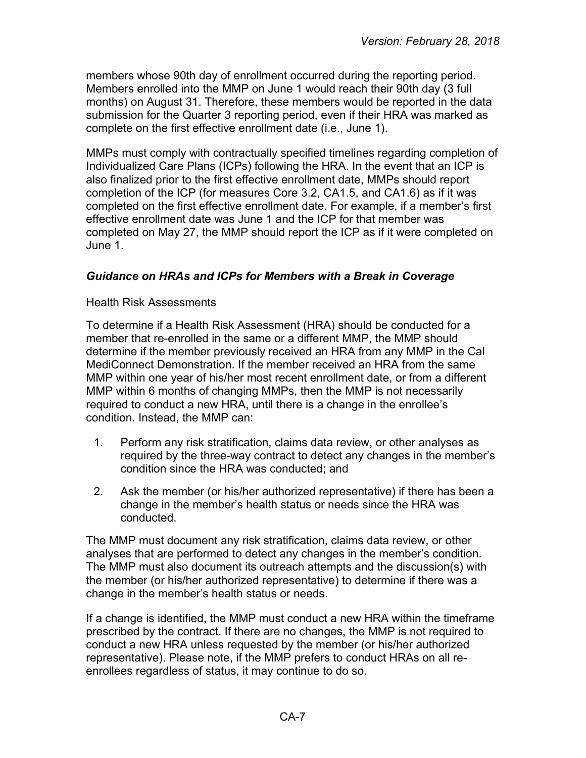members whose 90th day of enrollment occurred during the reporting period. Members enrolled into the MMP on June 1 would reach their 90th day (3 full months) on August 31. Therefore, these members would be reported in the data submission for the Quarter 3 reporting period, even if their HRA was marked as complete on the first effective enrollment date (i.e., June 1).

MMPs must comply with contractually specified timelines regarding completion of Individualized Care Plans (ICPs) following the HRA. In the event that an ICP is also finalized prior to the first effective enrollment date, MMPs should report completion of the ICP (for measures Core 3.2, CA1.5, and CA1.6) as if it was completed on the first effective enrollment date. For example, if a member's first effective enrollment date was June 1 and the ICP for that member was completed on May 27, the MMP should report the ICP as if it were completed on June 1.

### *Guidance on HRAs and ICPs for Members with a Break in Coverage*

<u>Health Risk Assessments</u>

To determine if a Health Risk Assessment (HRA) should be conducted for a member that re-enrolled in the same or a different MMP, the MMP should determine if the member previously received an HRA from any MMP in the Cal MediConnect Demonstration. If the member received an HRA from the same MMP within one year of his/her most recent enrollment date, or from a different MMP within 6 months of changing MMPs, then the MMP is not necessarily required to conduct a new HRA, until there is a change in the enrollee's condition. Instead, the MMP can:

1. Perform any risk stratification, claims data review, or other analyses as required by the three-way contract to detect any changes in the member's condition since the HRA was conducted; and
2. Ask the member (or his/her authorized representative) if there has been a change in the member's health status or needs since the HRA was conducted.

The MMP must document any risk stratification, claims data review, or other analyses that are performed to detect any changes in the member's condition. The MMP must also document its outreach attempts and the discussion(s) with the member (or his/her authorized representative) to determine if there was a change in the member's health status or needs.

If a change is identified, the MMP must conduct a new HRA within the timeframe prescribed by the contract. If there are no changes, the MMP is not required to conduct a new HRA unless requested by the member (or his/her authorized representative). Please note, if the MMP prefers to conduct HRAs on all re-enrollees regardless of status, it may continue to do so.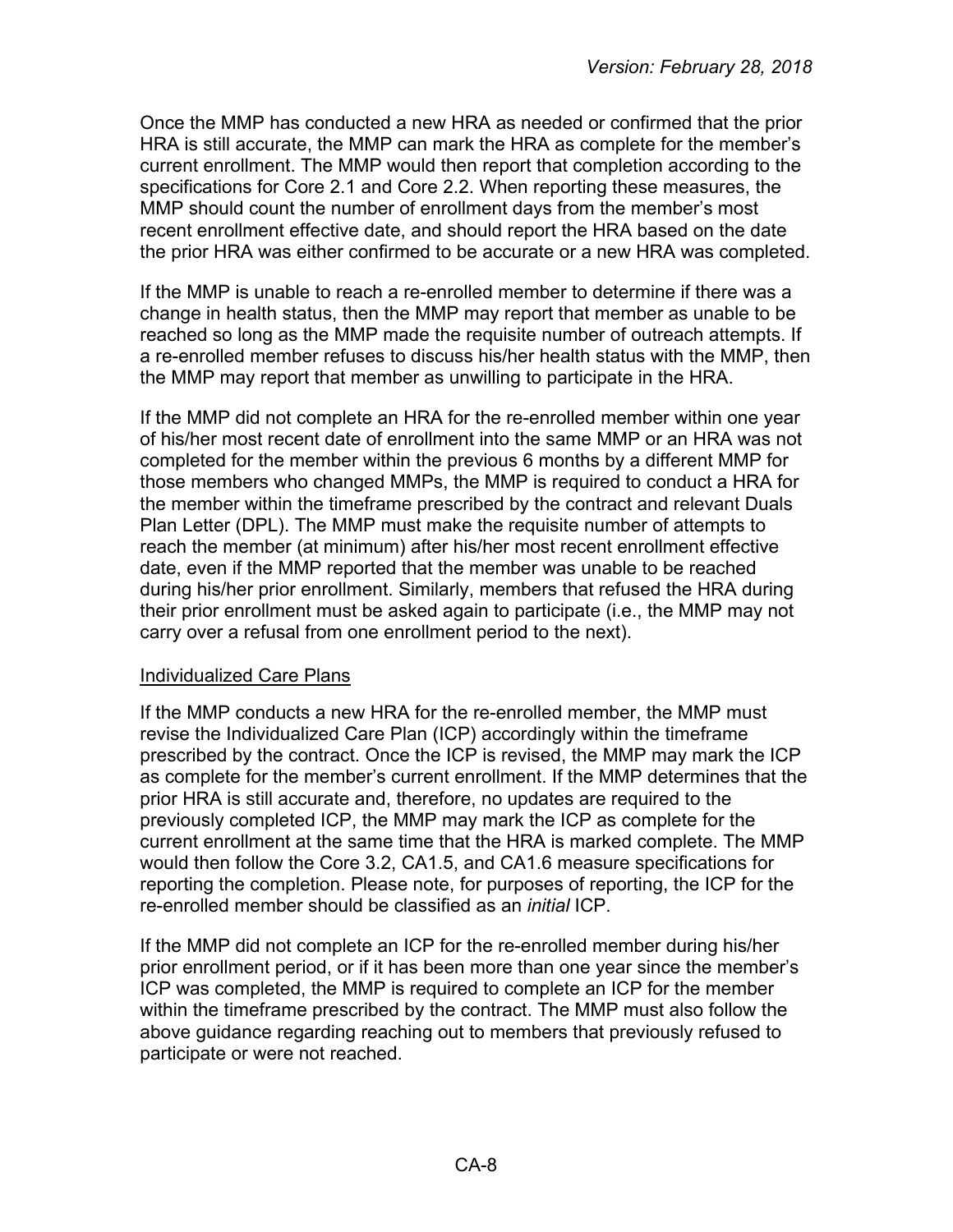Once the MMP has conducted a new HRA as needed or confirmed that the prior HRA is still accurate, the MMP can mark the HRA as complete for the member's current enrollment. The MMP would then report that completion according to the specifications for Core 2.1 and Core 2.2. When reporting these measures, the MMP should count the number of enrollment days from the member's most recent enrollment effective date, and should report the HRA based on the date the prior HRA was either confirmed to be accurate or a new HRA was completed.

If the MMP is unable to reach a re-enrolled member to determine if there was a change in health status, then the MMP may report that member as unable to be reached so long as the MMP made the requisite number of outreach attempts. If a re-enrolled member refuses to discuss his/her health status with the MMP, then the MMP may report that member as unwilling to participate in the HRA.

If the MMP did not complete an HRA for the re-enrolled member within one year of his/her most recent date of enrollment into the same MMP or an HRA was not completed for the member within the previous 6 months by a different MMP for those members who changed MMPs, the MMP is required to conduct a HRA for the member within the timeframe prescribed by the contract and relevant Duals Plan Letter (DPL). The MMP must make the requisite number of attempts to reach the member (at minimum) after his/her most recent enrollment effective date, even if the MMP reported that the member was unable to be reached during his/her prior enrollment. Similarly, members that refused the HRA during their prior enrollment must be asked again to participate (i.e., the MMP may not carry over a refusal from one enrollment period to the next).

<u>Individualized Care Plans</u>

If the MMP conducts a new HRA for the re-enrolled member, the MMP must revise the Individualized Care Plan (ICP) accordingly within the timeframe prescribed by the contract. Once the ICP is revised, the MMP may mark the ICP as complete for the member's current enrollment. If the MMP determines that the prior HRA is still accurate and, therefore, no updates are required to the previously completed ICP, the MMP may mark the ICP as complete for the current enrollment at the same time that the HRA is marked complete. The MMP would then follow the Core 3.2, CA1.5, and CA1.6 measure specifications for reporting the completion. Please note, for purposes of reporting, the ICP for the re-enrolled member should be classified as an *initial* ICP.

If the MMP did not complete an ICP for the re-enrolled member during his/her prior enrollment period, or if it has been more than one year since the member's ICP was completed, the MMP is required to complete an ICP for the member within the timeframe prescribed by the contract. The MMP must also follow the above guidance regarding reaching out to members that previously refused to participate or were not reached.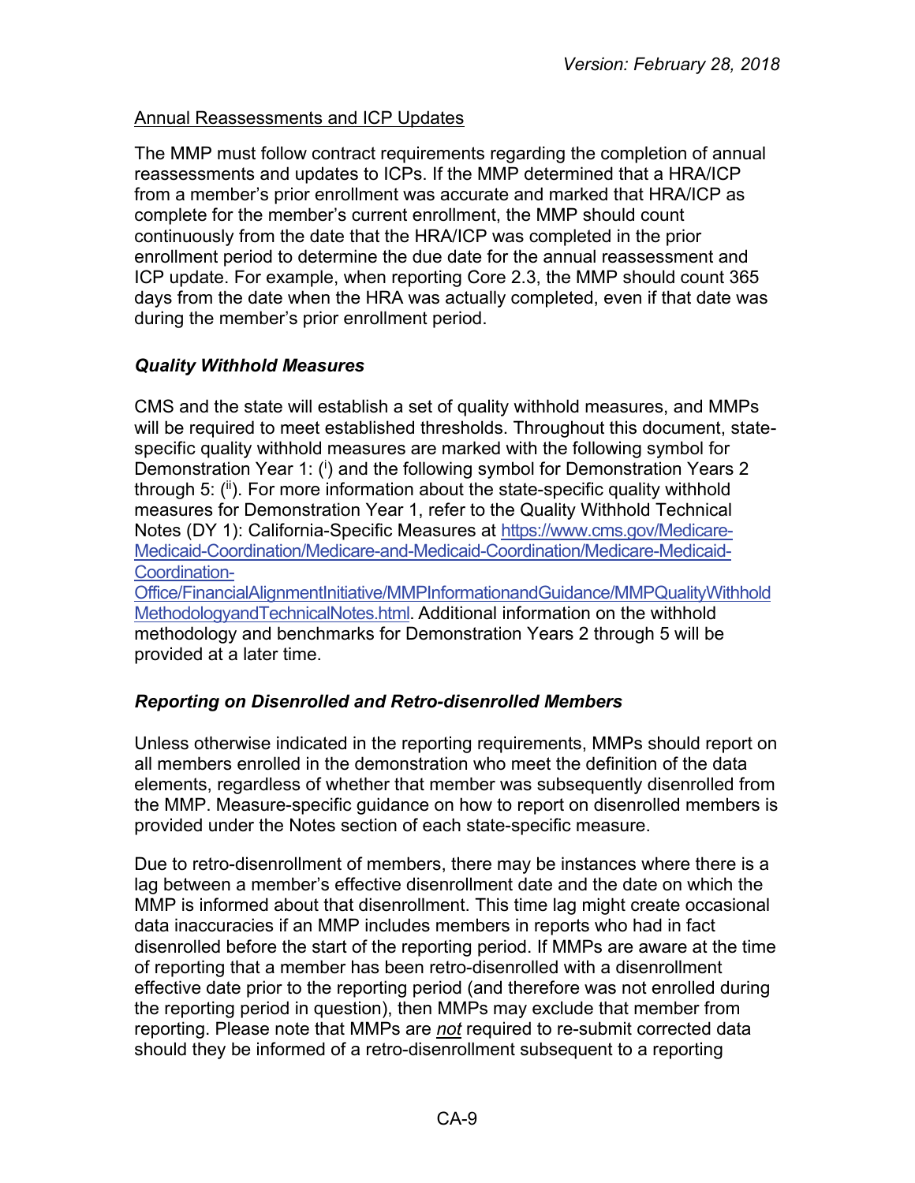Annual Reassessments and ICP Updates

The MMP must follow contract requirements regarding the completion of annual reassessments and updates to ICPs. If the MMP determined that a HRA/ICP from a member's prior enrollment was accurate and marked that HRA/ICP as complete for the member's current enrollment, the MMP should count continuously from the date that the HRA/ICP was completed in the prior enrollment period to determine the due date for the annual reassessment and ICP update. For example, when reporting Core 2.3, the MMP should count 365 days from the date when the HRA was actually completed, even if that date was during the member's prior enrollment period.

### *Quality Withhold Measures*

CMS and the state will establish a set of quality withhold measures, and MMPs will be required to meet established thresholds. Throughout this document, state-specific quality withhold measures are marked with the following symbol for Demonstration Year 1: ([i]) and the following symbol for Demonstration Years 2 through 5: ([ii]). For more information about the state-specific quality withhold measures for Demonstration Year 1, refer to the Quality Withhold Technical Notes (DY 1): California-Specific Measures at https://www.cms.gov/Medicare-Medicaid-Coordination/Medicare-and-Medicaid-Coordination/Medicare-Medicaid-Coordination-Office/FinancialAlignmentInitiative/MMPInformationandGuidance/MMPQualityWithholdMethodologyandTechnicalNotes.html. Additional information on the withhold methodology and benchmarks for Demonstration Years 2 through 5 will be provided at a later time.

### *Reporting on Disenrolled and Retro-disenrolled Members*

Unless otherwise indicated in the reporting requirements, MMPs should report on all members enrolled in the demonstration who meet the definition of the data elements, regardless of whether that member was subsequently disenrolled from the MMP. Measure-specific guidance on how to report on disenrolled members is provided under the Notes section of each state-specific measure.

Due to retro-disenrollment of members, there may be instances where there is a lag between a member's effective disenrollment date and the date on which the MMP is informed about that disenrollment. This time lag might create occasional data inaccuracies if an MMP includes members in reports who had in fact disenrolled before the start of the reporting period. If MMPs are aware at the time of reporting that a member has been retro-disenrolled with a disenrollment effective date prior to the reporting period (and therefore was not enrolled during the reporting period in question), then MMPs may exclude that member from reporting. Please note that MMPs are *not* required to re-submit corrected data should they be informed of a retro-disenrollment subsequent to a reporting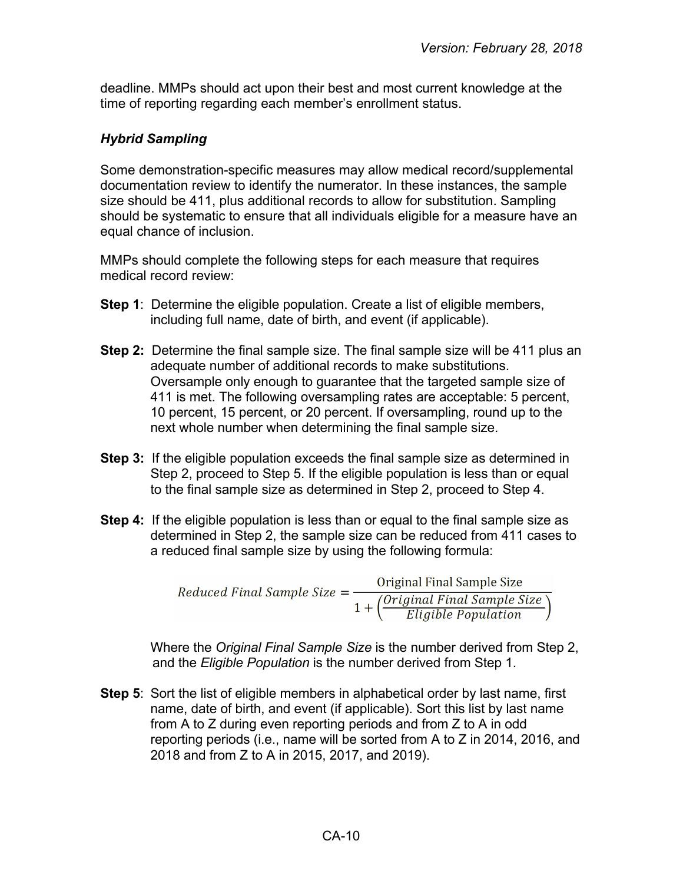deadline. MMPs should act upon their best and most current knowledge at the time of reporting regarding each member's enrollment status.

### *Hybrid Sampling*

Some demonstration-specific measures may allow medical record/supplemental documentation review to identify the numerator. In these instances, the sample size should be 411, plus additional records to allow for substitution. Sampling should be systematic to ensure that all individuals eligible for a measure have an equal chance of inclusion.

MMPs should complete the following steps for each measure that requires medical record review:

**Step 1**: Determine the eligible population. Create a list of eligible members, including full name, date of birth, and event (if applicable).

**Step 2:** Determine the final sample size. The final sample size will be 411 plus an adequate number of additional records to make substitutions. Oversample only enough to guarantee that the targeted sample size of 411 is met. The following oversampling rates are acceptable: 5 percent, 10 percent, 15 percent, or 20 percent. If oversampling, round up to the next whole number when determining the final sample size.

**Step 3:** If the eligible population exceeds the final sample size as determined in Step 2, proceed to Step 5. If the eligible population is less than or equal to the final sample size as determined in Step 2, proceed to Step 4.

**Step 4:** If the eligible population is less than or equal to the final sample size as determined in Step 2, the sample size can be reduced from 411 cases to a reduced final sample size by using the following formula:

$$Reduced\ Final\ Sample\ Size = \frac{\text{Original Final Sample Size}}{1 + \left(\frac{Original\ Final\ Sample\ Size}{Eligible\ Population}\right)}$$

Where the *Original Final Sample Size* is the number derived from Step 2, and the *Eligible Population* is the number derived from Step 1.

**Step 5**: Sort the list of eligible members in alphabetical order by last name, first name, date of birth, and event (if applicable). Sort this list by last name from A to Z during even reporting periods and from Z to A in odd reporting periods (i.e., name will be sorted from A to Z in 2014, 2016, and 2018 and from Z to A in 2015, 2017, and 2019).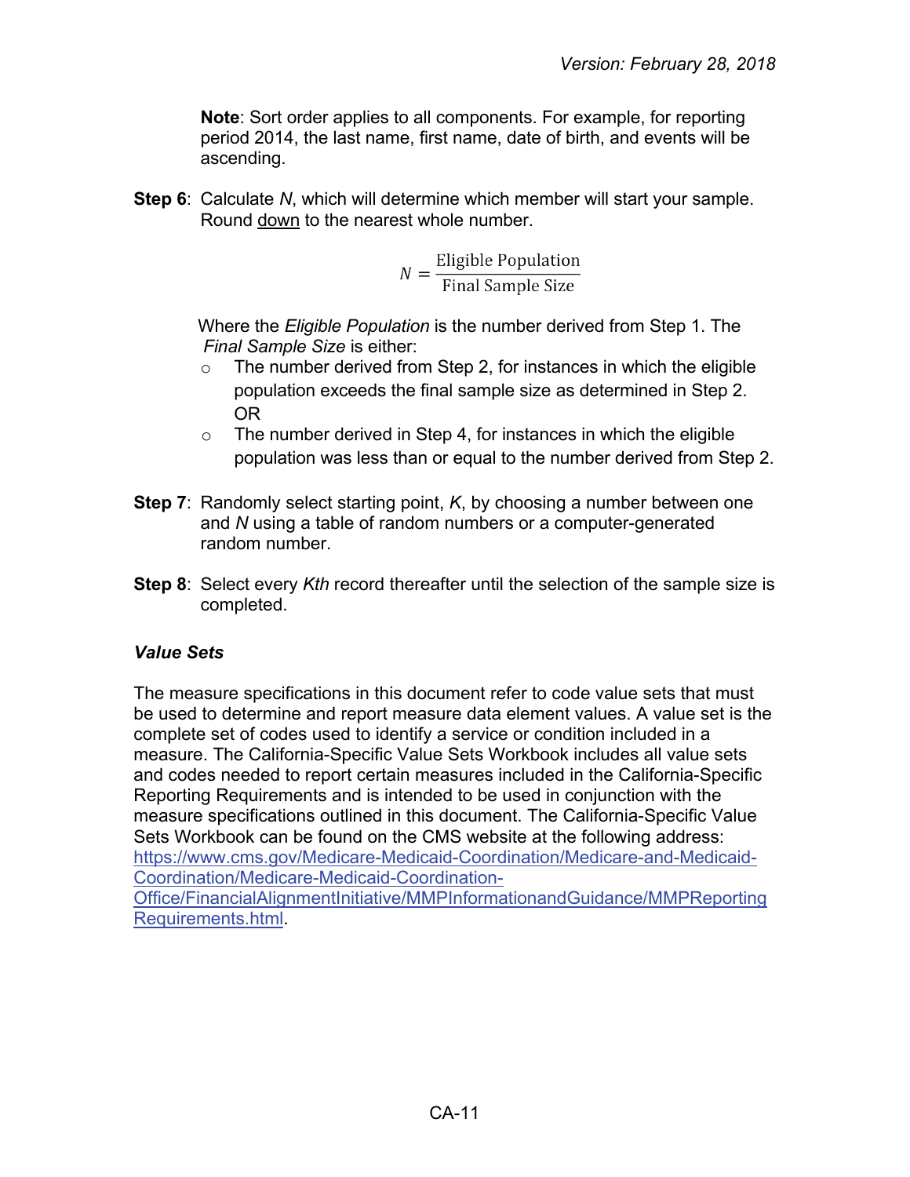**Note**: Sort order applies to all components. For example, for reporting period 2014, the last name, first name, date of birth, and events will be ascending.

**Step 6**: Calculate *N*, which will determine which member will start your sample. Round down to the nearest whole number.

$$N = \frac{\text{Eligible Population}}{\text{Final Sample Size}}$$

Where the *Eligible Population* is the number derived from Step 1. The *Final Sample Size* is either:

- The number derived from Step 2, for instances in which the eligible population exceeds the final sample size as determined in Step 2. OR
- The number derived in Step 4, for instances in which the eligible population was less than or equal to the number derived from Step 2.

**Step 7**: Randomly select starting point, *K*, by choosing a number between one and *N* using a table of random numbers or a computer-generated random number.

**Step 8**: Select every *Kth* record thereafter until the selection of the sample size is completed.

### *Value Sets*

The measure specifications in this document refer to code value sets that must be used to determine and report measure data element values. A value set is the complete set of codes used to identify a service or condition included in a measure. The California-Specific Value Sets Workbook includes all value sets and codes needed to report certain measures included in the California-Specific Reporting Requirements and is intended to be used in conjunction with the measure specifications outlined in this document. The California-Specific Value Sets Workbook can be found on the CMS website at the following address: https://www.cms.gov/Medicare-Medicaid-Coordination/Medicare-and-Medicaid-Coordination/Medicare-Medicaid-Coordination-Office/FinancialAlignmentInitiative/MMPInformationandGuidance/MMPReportingRequirements.html.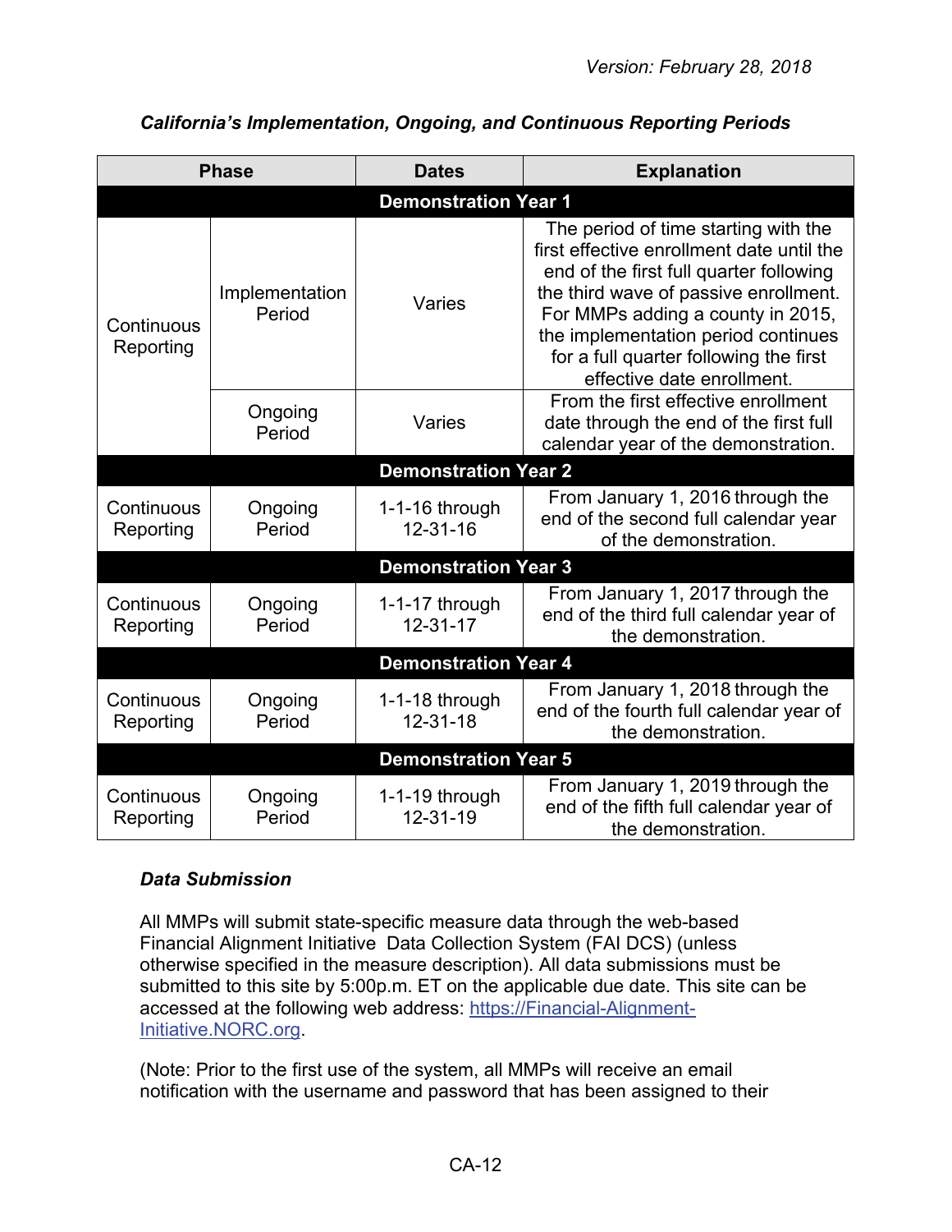*Version: February 28, 2018*

***California's Implementation, Ongoing, and Continuous Reporting Periods***

| Phase | | Dates | Explanation |
|---|---|---|---|
| **Demonstration Year 1** | | | |
| Continuous Reporting | Implementation Period | Varies | The period of time starting with the first effective enrollment date until the end of the first full quarter following the third wave of passive enrollment. For MMPs adding a county in 2015, the implementation period continues for a full quarter following the first effective date enrollment. |
| | Ongoing Period | Varies | From the first effective enrollment date through the end of the first full calendar year of the demonstration. |
| **Demonstration Year 2** | | | |
| Continuous Reporting | Ongoing Period | 1-1-16 through 12-31-16 | From January 1, 2016 through the end of the second full calendar year of the demonstration. |
| **Demonstration Year 3** | | | |
| Continuous Reporting | Ongoing Period | 1-1-17 through 12-31-17 | From January 1, 2017 through the end of the third full calendar year of the demonstration. |
| **Demonstration Year 4** | | | |
| Continuous Reporting | Ongoing Period | 1-1-18 through 12-31-18 | From January 1, 2018 through the end of the fourth full calendar year of the demonstration. |
| **Demonstration Year 5** | | | |
| Continuous Reporting | Ongoing Period | 1-1-19 through 12-31-19 | From January 1, 2019 through the end of the fifth full calendar year of the demonstration. |

***Data Submission***

All MMPs will submit state-specific measure data through the web-based Financial Alignment Initiative Data Collection System (FAI DCS) (unless otherwise specified in the measure description). All data submissions must be submitted to this site by 5:00p.m. ET on the applicable due date. This site can be accessed at the following web address: https://Financial-Alignment-Initiative.NORC.org.

(Note: Prior to the first use of the system, all MMPs will receive an email notification with the username and password that has been assigned to their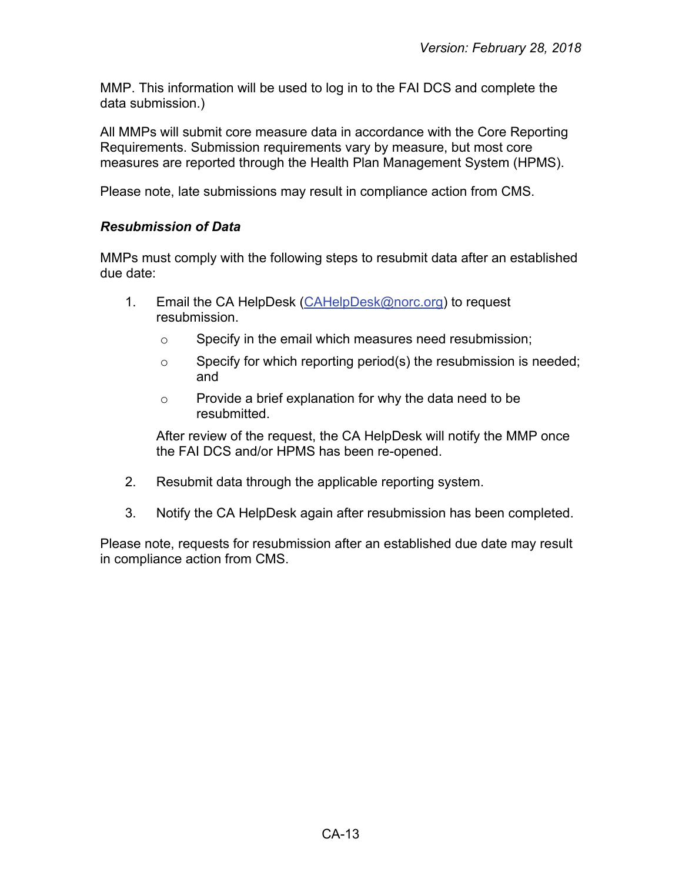MMP. This information will be used to log in to the FAI DCS and complete the data submission.)

All MMPs will submit core measure data in accordance with the Core Reporting Requirements. Submission requirements vary by measure, but most core measures are reported through the Health Plan Management System (HPMS).

Please note, late submissions may result in compliance action from CMS.

### *Resubmission of Data*

MMPs must comply with the following steps to resubmit data after an established due date:

1. Email the CA HelpDesk ([CAHelpDesk@norc.org](mailto:CAHelpDesk@norc.org)) to request resubmission.
   - Specify in the email which measures need resubmission;
   - Specify for which reporting period(s) the resubmission is needed; and
   - Provide a brief explanation for why the data need to be resubmitted.

   After review of the request, the CA HelpDesk will notify the MMP once the FAI DCS and/or HPMS has been re-opened.

2. Resubmit data through the applicable reporting system.

3. Notify the CA HelpDesk again after resubmission has been completed.

Please note, requests for resubmission after an established due date may result in compliance action from CMS.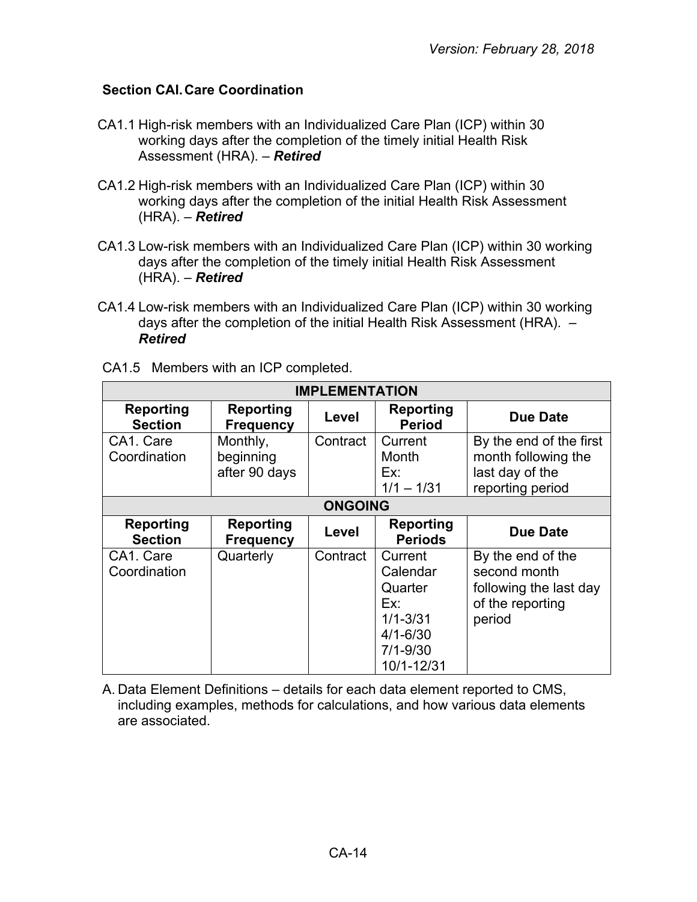### Section CAI. Care Coordination

CA1.1 High-risk members with an Individualized Care Plan (ICP) within 30 working days after the completion of the timely initial Health Risk Assessment (HRA). – ***Retired***

CA1.2 High-risk members with an Individualized Care Plan (ICP) within 30 working days after the completion of the initial Health Risk Assessment (HRA). – ***Retired***

CA1.3 Low-risk members with an Individualized Care Plan (ICP) within 30 working days after the completion of the timely initial Health Risk Assessment (HRA). – ***Retired***

CA1.4 Low-risk members with an Individualized Care Plan (ICP) within 30 working days after the completion of the initial Health Risk Assessment (HRA). – ***Retired***

CA1.5 Members with an ICP completed.

| **IMPLEMENTATION** | | | | |
|---|---|---|---|---|
| **Reporting Section** | **Reporting Frequency** | **Level** | **Reporting Period** | **Due Date** |
| CA1. Care Coordination | Monthly, beginning after 90 days | Contract | Current Month Ex: 1/1 – 1/31 | By the end of the first month following the last day of the reporting period |
| **ONGOING** | | | | |
| **Reporting Section** | **Reporting Frequency** | **Level** | **Reporting Periods** | **Due Date** |
| CA1. Care Coordination | Quarterly | Contract | Current Calendar Quarter Ex: 1/1-3/31 4/1-6/30 7/1-9/30 10/1-12/31 | By the end of the second month following the last day of the reporting period |

A. Data Element Definitions – details for each data element reported to CMS, including examples, methods for calculations, and how various data elements are associated.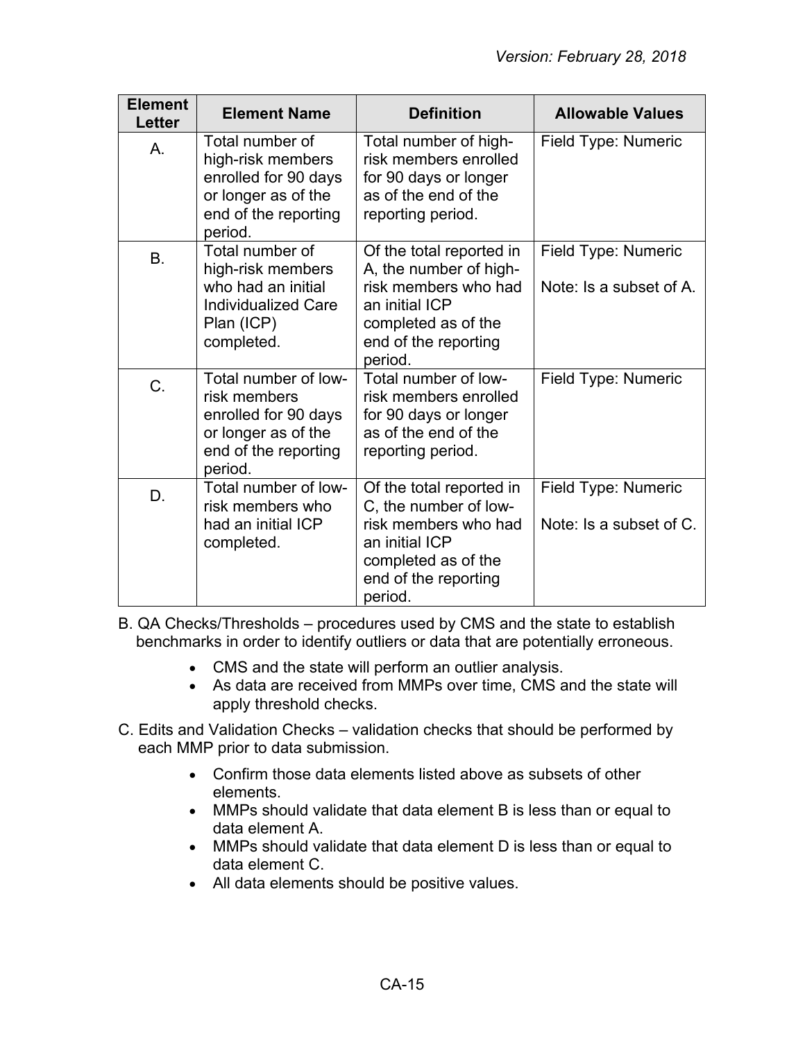| Element Letter | Element Name | Definition | Allowable Values |
|---|---|---|---|
| A. | Total number of high-risk members enrolled for 90 days or longer as of the end of the reporting period. | Total number of high-risk members enrolled for 90 days or longer as of the end of the reporting period. | Field Type: Numeric |
| B. | Total number of high-risk members who had an initial Individualized Care Plan (ICP) completed. | Of the total reported in A, the number of high-risk members who had an initial ICP completed as of the end of the reporting period. | Field Type: Numeric<br><br>Note: Is a subset of A. |
| C. | Total number of low-risk members enrolled for 90 days or longer as of the end of the reporting period. | Total number of low-risk members enrolled for 90 days or longer as of the end of the reporting period. | Field Type: Numeric |
| D. | Total number of low-risk members who had an initial ICP completed. | Of the total reported in C, the number of low-risk members who had an initial ICP completed as of the end of the reporting period. | Field Type: Numeric<br><br>Note: Is a subset of C. |

B. QA Checks/Thresholds – procedures used by CMS and the state to establish benchmarks in order to identify outliers or data that are potentially erroneous.

- CMS and the state will perform an outlier analysis.
- As data are received from MMPs over time, CMS and the state will apply threshold checks.

C. Edits and Validation Checks – validation checks that should be performed by each MMP prior to data submission.

- Confirm those data elements listed above as subsets of other elements.
- MMPs should validate that data element B is less than or equal to data element A.
- MMPs should validate that data element D is less than or equal to data element C.
- All data elements should be positive values.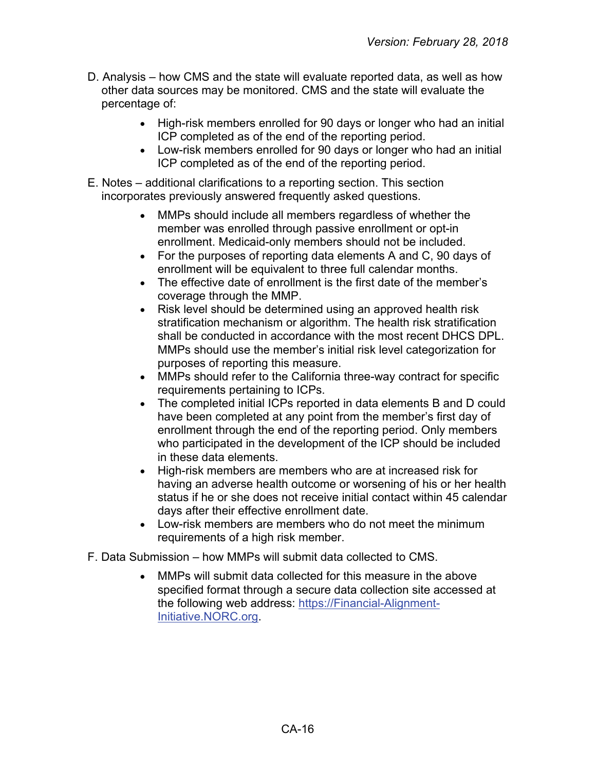D. Analysis – how CMS and the state will evaluate reported data, as well as how other data sources may be monitored. CMS and the state will evaluate the percentage of:

- High-risk members enrolled for 90 days or longer who had an initial ICP completed as of the end of the reporting period.
- Low-risk members enrolled for 90 days or longer who had an initial ICP completed as of the end of the reporting period.

E. Notes – additional clarifications to a reporting section. This section incorporates previously answered frequently asked questions.

- MMPs should include all members regardless of whether the member was enrolled through passive enrollment or opt-in enrollment. Medicaid-only members should not be included.
- For the purposes of reporting data elements A and C, 90 days of enrollment will be equivalent to three full calendar months.
- The effective date of enrollment is the first date of the member's coverage through the MMP.
- Risk level should be determined using an approved health risk stratification mechanism or algorithm. The health risk stratification shall be conducted in accordance with the most recent DHCS DPL. MMPs should use the member's initial risk level categorization for purposes of reporting this measure.
- MMPs should refer to the California three-way contract for specific requirements pertaining to ICPs.
- The completed initial ICPs reported in data elements B and D could have been completed at any point from the member's first day of enrollment through the end of the reporting period. Only members who participated in the development of the ICP should be included in these data elements.
- High-risk members are members who are at increased risk for having an adverse health outcome or worsening of his or her health status if he or she does not receive initial contact within 45 calendar days after their effective enrollment date.
- Low-risk members are members who do not meet the minimum requirements of a high risk member.

F. Data Submission – how MMPs will submit data collected to CMS.

- MMPs will submit data collected for this measure in the above specified format through a secure data collection site accessed at the following web address: [https://Financial-Alignment-Initiative.NORC.org](https://Financial-Alignment-Initiative.NORC.org).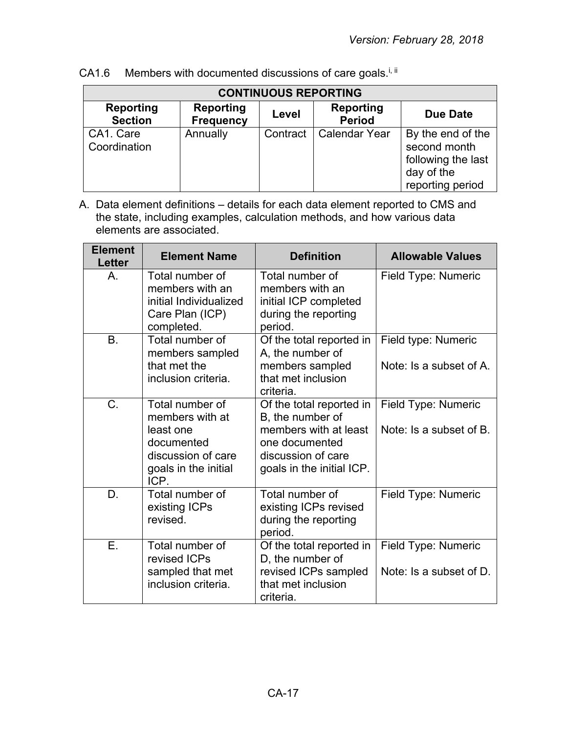CA1.6 Members with documented discussions of care goals.[i, ii]

| CONTINUOUS REPORTING | | | | |
|---|---|---|---|---|
| **Reporting Section** | **Reporting Frequency** | **Level** | **Reporting Period** | **Due Date** |
| CA1. Care Coordination | Annually | Contract | Calendar Year | By the end of the second month following the last day of the reporting period |

A. Data element definitions – details for each data element reported to CMS and the state, including examples, calculation methods, and how various data elements are associated.

| Element Letter | Element Name | Definition | Allowable Values |
|---|---|---|---|
| A. | Total number of members with an initial Individualized Care Plan (ICP) completed. | Total number of members with an initial ICP completed during the reporting period. | Field Type: Numeric |
| B. | Total number of members sampled that met the inclusion criteria. | Of the total reported in A, the number of members sampled that met inclusion criteria. | Field type: Numeric<br><br>Note: Is a subset of A. |
| C. | Total number of members with at least one documented discussion of care goals in the initial ICP. | Of the total reported in B, the number of members with at least one documented discussion of care goals in the initial ICP. | Field Type: Numeric<br><br>Note: Is a subset of B. |
| D. | Total number of existing ICPs revised. | Total number of existing ICPs revised during the reporting period. | Field Type: Numeric |
| E. | Total number of revised ICPs sampled that met inclusion criteria. | Of the total reported in D, the number of revised ICPs sampled that met inclusion criteria. | Field Type: Numeric<br><br>Note: Is a subset of D. |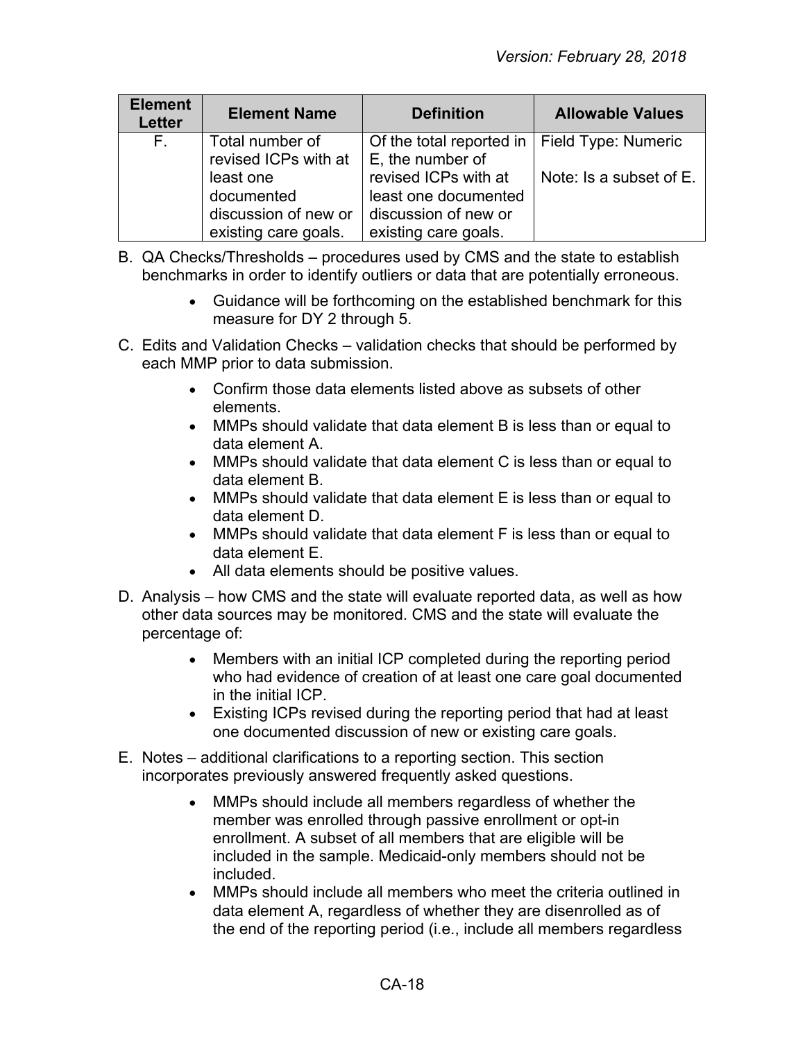| Element Letter | Element Name | Definition | Allowable Values |
|---|---|---|---|
| F. | Total number of revised ICPs with at least one documented discussion of new or existing care goals. | Of the total reported in E, the number of revised ICPs with at least one documented discussion of new or existing care goals. | Field Type: Numeric<br><br>Note: Is a subset of E. |

B. QA Checks/Thresholds – procedures used by CMS and the state to establish benchmarks in order to identify outliers or data that are potentially erroneous.

- Guidance will be forthcoming on the established benchmark for this measure for DY 2 through 5.

C. Edits and Validation Checks – validation checks that should be performed by each MMP prior to data submission.

- Confirm those data elements listed above as subsets of other elements.
- MMPs should validate that data element B is less than or equal to data element A.
- MMPs should validate that data element C is less than or equal to data element B.
- MMPs should validate that data element E is less than or equal to data element D.
- MMPs should validate that data element F is less than or equal to data element E.
- All data elements should be positive values.

D. Analysis – how CMS and the state will evaluate reported data, as well as how other data sources may be monitored. CMS and the state will evaluate the percentage of:

- Members with an initial ICP completed during the reporting period who had evidence of creation of at least one care goal documented in the initial ICP.
- Existing ICPs revised during the reporting period that had at least one documented discussion of new or existing care goals.

E. Notes – additional clarifications to a reporting section. This section incorporates previously answered frequently asked questions.

- MMPs should include all members regardless of whether the member was enrolled through passive enrollment or opt-in enrollment. A subset of all members that are eligible will be included in the sample. Medicaid-only members should not be included.
- MMPs should include all members who meet the criteria outlined in data element A, regardless of whether they are disenrolled as of the end of the reporting period (i.e., include all members regardless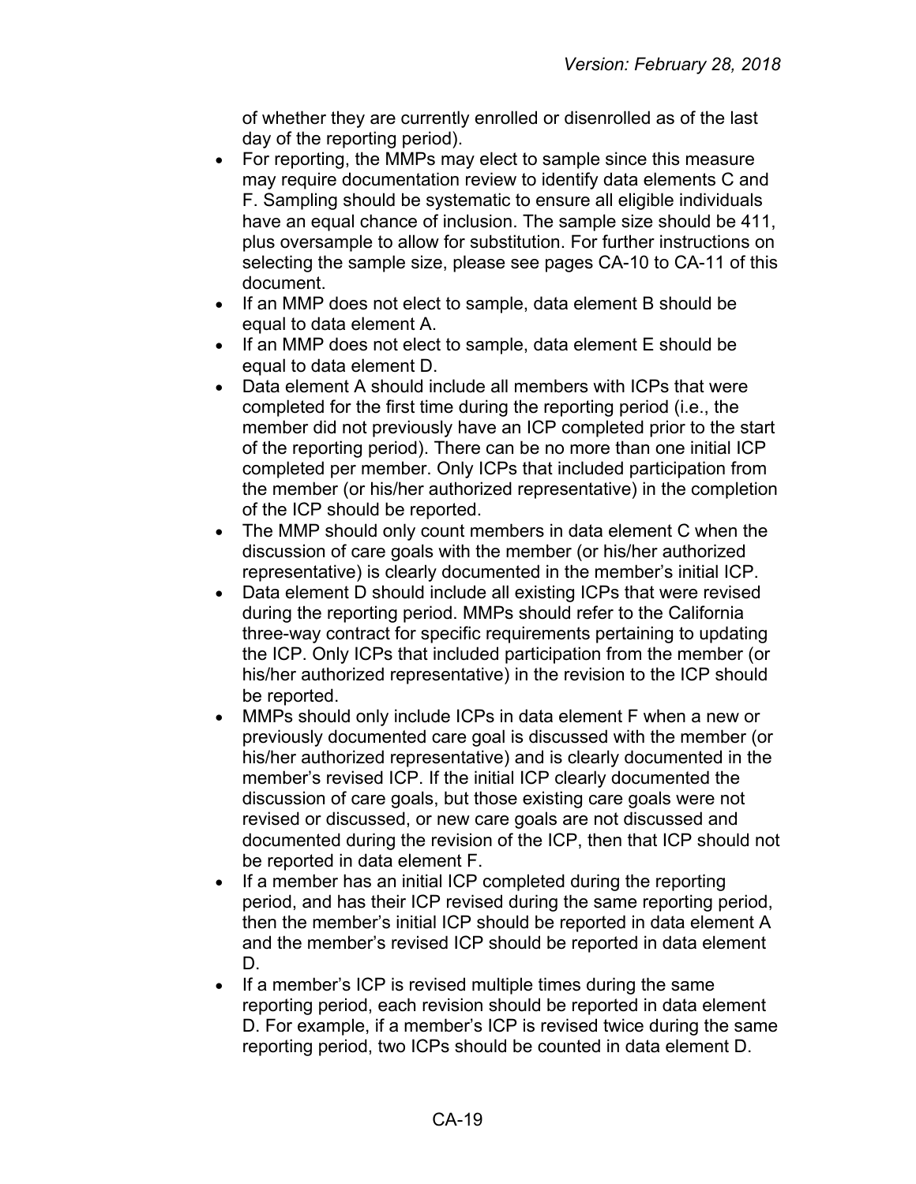of whether they are currently enrolled or disenrolled as of the last day of the reporting period).

- For reporting, the MMPs may elect to sample since this measure may require documentation review to identify data elements C and F. Sampling should be systematic to ensure all eligible individuals have an equal chance of inclusion. The sample size should be 411, plus oversample to allow for substitution. For further instructions on selecting the sample size, please see pages CA-10 to CA-11 of this document.
- If an MMP does not elect to sample, data element B should be equal to data element A.
- If an MMP does not elect to sample, data element E should be equal to data element D.
- Data element A should include all members with ICPs that were completed for the first time during the reporting period (i.e., the member did not previously have an ICP completed prior to the start of the reporting period). There can be no more than one initial ICP completed per member. Only ICPs that included participation from the member (or his/her authorized representative) in the completion of the ICP should be reported.
- The MMP should only count members in data element C when the discussion of care goals with the member (or his/her authorized representative) is clearly documented in the member's initial ICP.
- Data element D should include all existing ICPs that were revised during the reporting period. MMPs should refer to the California three-way contract for specific requirements pertaining to updating the ICP. Only ICPs that included participation from the member (or his/her authorized representative) in the revision to the ICP should be reported.
- MMPs should only include ICPs in data element F when a new or previously documented care goal is discussed with the member (or his/her authorized representative) and is clearly documented in the member's revised ICP. If the initial ICP clearly documented the discussion of care goals, but those existing care goals were not revised or discussed, or new care goals are not discussed and documented during the revision of the ICP, then that ICP should not be reported in data element F.
- If a member has an initial ICP completed during the reporting period, and has their ICP revised during the same reporting period, then the member's initial ICP should be reported in data element A and the member's revised ICP should be reported in data element D.
- If a member's ICP is revised multiple times during the same reporting period, each revision should be reported in data element D. For example, if a member's ICP is revised twice during the same reporting period, two ICPs should be counted in data element D.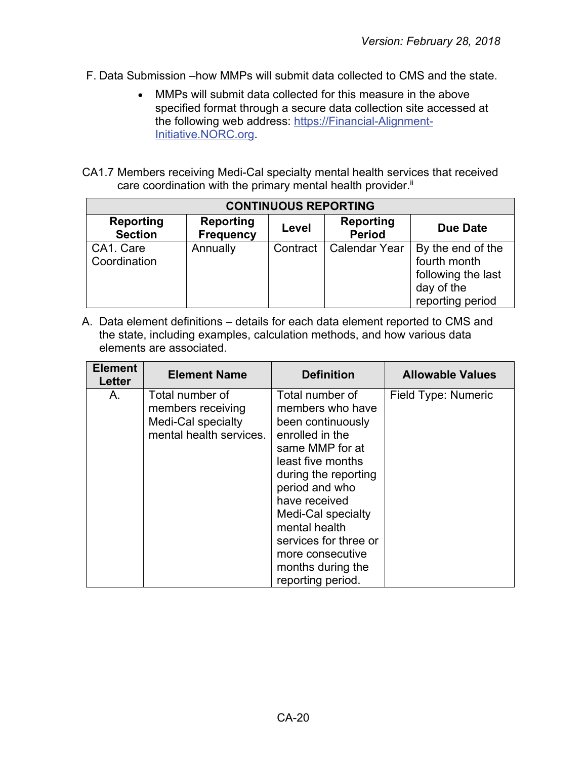F. Data Submission –how MMPs will submit data collected to CMS and the state.

- MMPs will submit data collected for this measure in the above specified format through a secure data collection site accessed at the following web address: [https://Financial-Alignment-Initiative.NORC.org](https://Financial-Alignment-Initiative.NORC.org).

CA1.7 Members receiving Medi-Cal specialty mental health services that received care coordination with the primary mental health provider.[ii]

| CONTINUOUS REPORTING | | | | |
|---|---|---|---|---|
| **Reporting Section** | **Reporting Frequency** | **Level** | **Reporting Period** | **Due Date** |
| CA1. Care Coordination | Annually | Contract | Calendar Year | By the end of the fourth month following the last day of the reporting period |

A. Data element definitions – details for each data element reported to CMS and the state, including examples, calculation methods, and how various data elements are associated.

| Element Letter | Element Name | Definition | Allowable Values |
|---|---|---|---|
| A. | Total number of members receiving Medi-Cal specialty mental health services. | Total number of members who have been continuously enrolled in the same MMP for at least five months during the reporting period and who have received Medi-Cal specialty mental health services for three or more consecutive months during the reporting period. | Field Type: Numeric |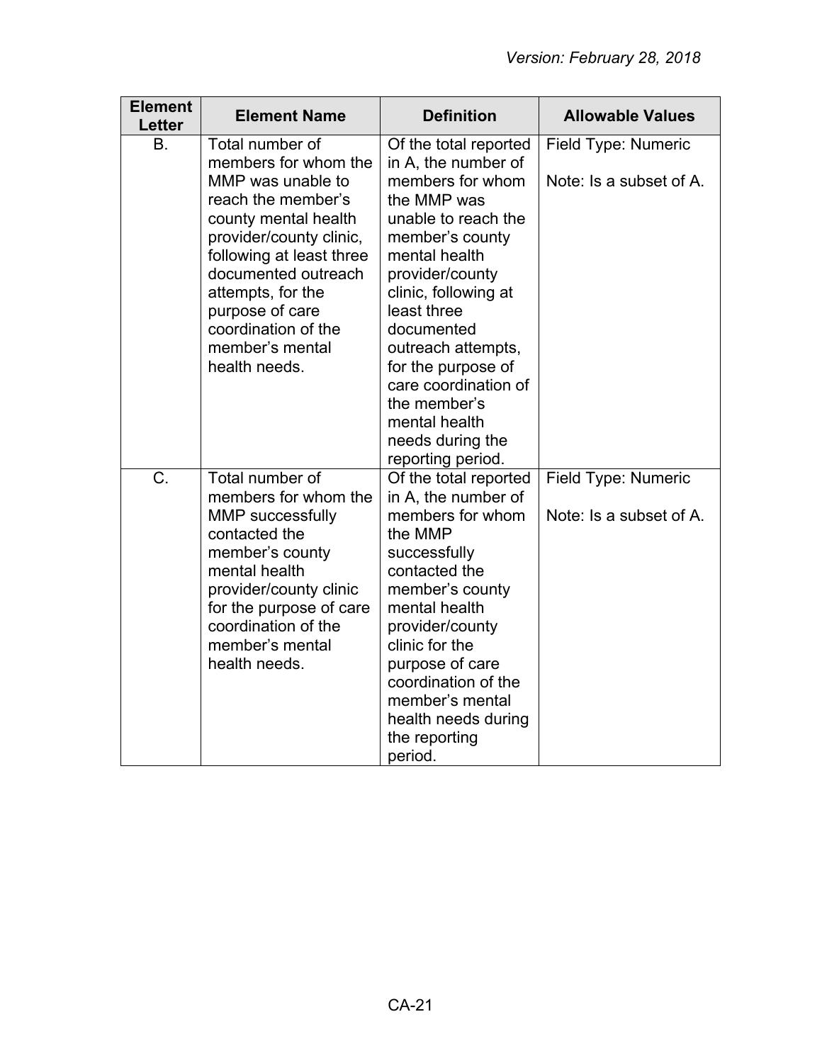| Element Letter | Element Name | Definition | Allowable Values |
|---|---|---|---|
| B. | Total number of members for whom the MMP was unable to reach the member's county mental health provider/county clinic, following at least three documented outreach attempts, for the purpose of care coordination of the member's mental health needs. | Of the total reported in A, the number of members for whom the MMP was unable to reach the member's county mental health provider/county clinic, following at least three documented outreach attempts, for the purpose of care coordination of the member's mental health needs during the reporting period. | Field Type: Numeric<br><br>Note: Is a subset of A. |
| C. | Total number of members for whom the MMP successfully contacted the member's county mental health provider/county clinic for the purpose of care coordination of the member's mental health needs. | Of the total reported in A, the number of members for whom the MMP successfully contacted the member's county mental health provider/county clinic for the purpose of care coordination of the member's mental health needs during the reporting period. | Field Type: Numeric<br><br>Note: Is a subset of A. |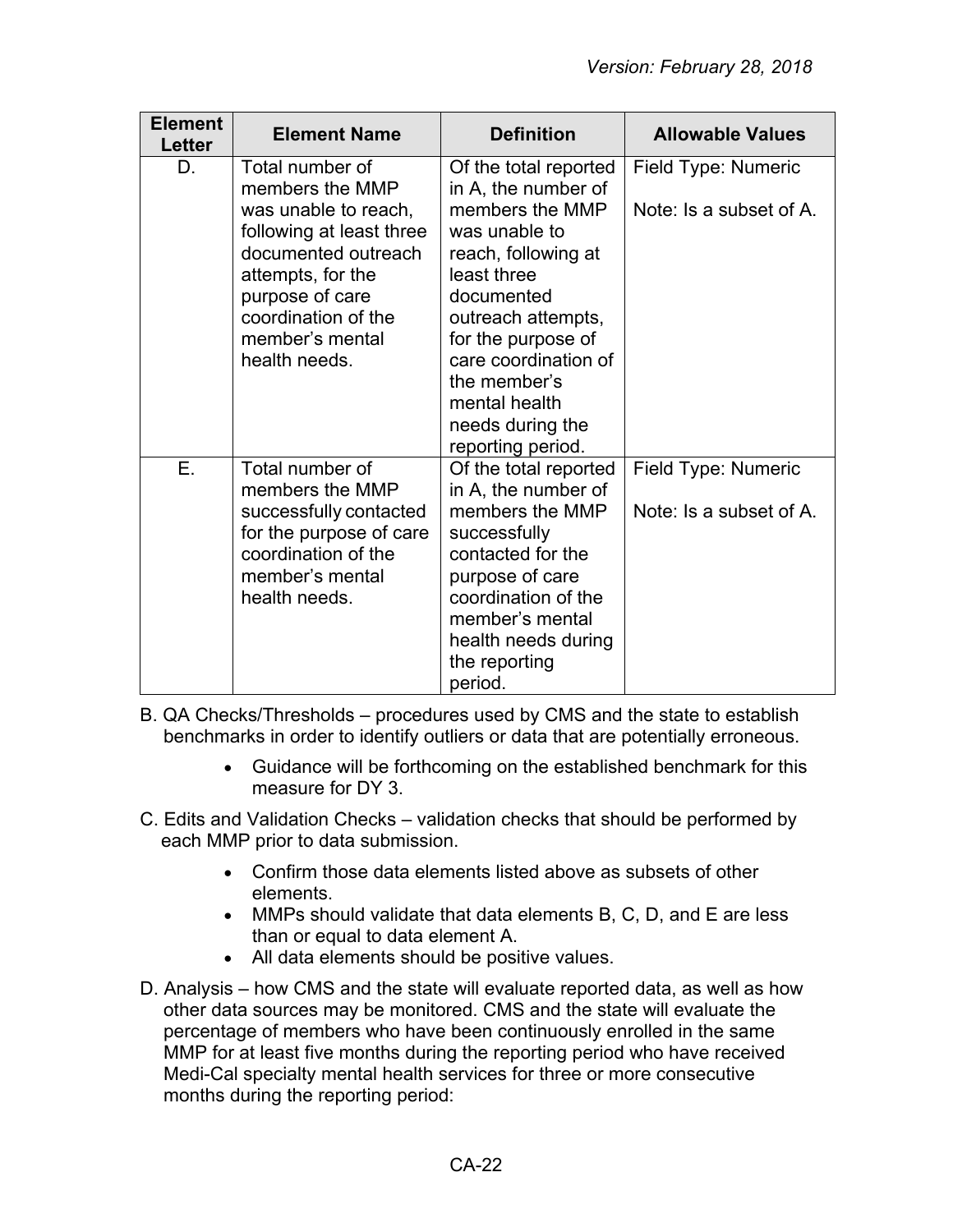| Element Letter | Element Name | Definition | Allowable Values |
| --- | --- | --- | --- |
| D. | Total number of members the MMP was unable to reach, following at least three documented outreach attempts, for the purpose of care coordination of the member's mental health needs. | Of the total reported in A, the number of members the MMP was unable to reach, following at least three documented outreach attempts, for the purpose of care coordination of the member's mental health needs during the reporting period. | Field Type: Numeric<br><br>Note: Is a subset of A. |
| E. | Total number of members the MMP successfully contacted for the purpose of care coordination of the member's mental health needs. | Of the total reported in A, the number of members the MMP successfully contacted for the purpose of care coordination of the member's mental health needs during the reporting period. | Field Type: Numeric<br><br>Note: Is a subset of A. |

B. QA Checks/Thresholds – procedures used by CMS and the state to establish benchmarks in order to identify outliers or data that are potentially erroneous.

- Guidance will be forthcoming on the established benchmark for this measure for DY 3.

C. Edits and Validation Checks – validation checks that should be performed by each MMP prior to data submission.

- Confirm those data elements listed above as subsets of other elements.
- MMPs should validate that data elements B, C, D, and E are less than or equal to data element A.
- All data elements should be positive values.

D. Analysis – how CMS and the state will evaluate reported data, as well as how other data sources may be monitored. CMS and the state will evaluate the percentage of members who have been continuously enrolled in the same MMP for at least five months during the reporting period who have received Medi-Cal specialty mental health services for three or more consecutive months during the reporting period: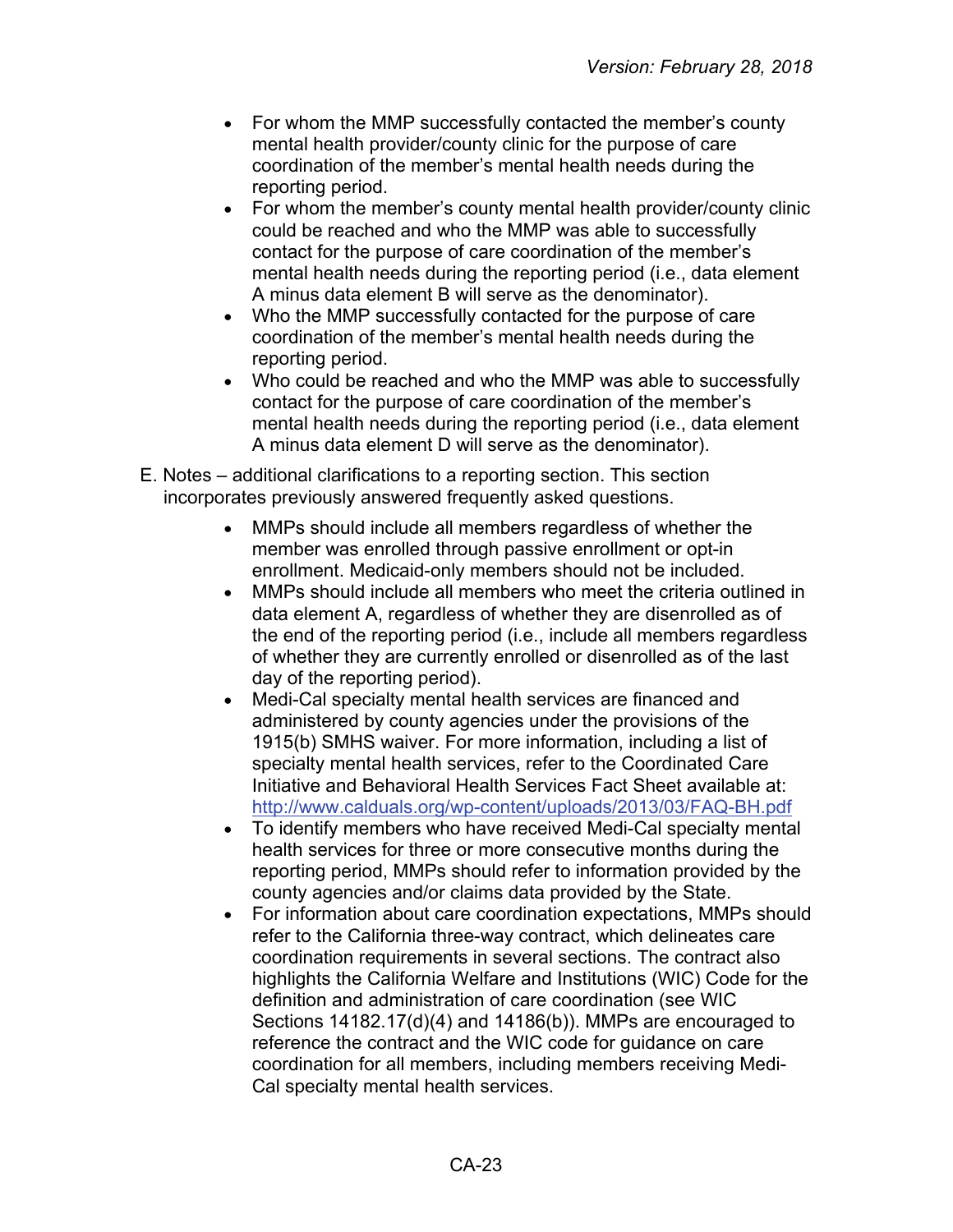- For whom the MMP successfully contacted the member's county mental health provider/county clinic for the purpose of care coordination of the member's mental health needs during the reporting period.
- For whom the member's county mental health provider/county clinic could be reached and who the MMP was able to successfully contact for the purpose of care coordination of the member's mental health needs during the reporting period (i.e., data element A minus data element B will serve as the denominator).
- Who the MMP successfully contacted for the purpose of care coordination of the member's mental health needs during the reporting period.
- Who could be reached and who the MMP was able to successfully contact for the purpose of care coordination of the member's mental health needs during the reporting period (i.e., data element A minus data element D will serve as the denominator).

E. Notes – additional clarifications to a reporting section. This section incorporates previously answered frequently asked questions.

- MMPs should include all members regardless of whether the member was enrolled through passive enrollment or opt-in enrollment. Medicaid-only members should not be included.
- MMPs should include all members who meet the criteria outlined in data element A, regardless of whether they are disenrolled as of the end of the reporting period (i.e., include all members regardless of whether they are currently enrolled or disenrolled as of the last day of the reporting period).
- Medi-Cal specialty mental health services are financed and administered by county agencies under the provisions of the 1915(b) SMHS waiver. For more information, including a list of specialty mental health services, refer to the Coordinated Care Initiative and Behavioral Health Services Fact Sheet available at: [http://www.calduals.org/wp-content/uploads/2013/03/FAQ-BH.pdf](http://www.calduals.org/wp-content/uploads/2013/03/FAQ-BH.pdf)
- To identify members who have received Medi-Cal specialty mental health services for three or more consecutive months during the reporting period, MMPs should refer to information provided by the county agencies and/or claims data provided by the State.
- For information about care coordination expectations, MMPs should refer to the California three-way contract, which delineates care coordination requirements in several sections. The contract also highlights the California Welfare and Institutions (WIC) Code for the definition and administration of care coordination (see WIC Sections 14182.17(d)(4) and 14186(b)). MMPs are encouraged to reference the contract and the WIC code for guidance on care coordination for all members, including members receiving Medi-Cal specialty mental health services.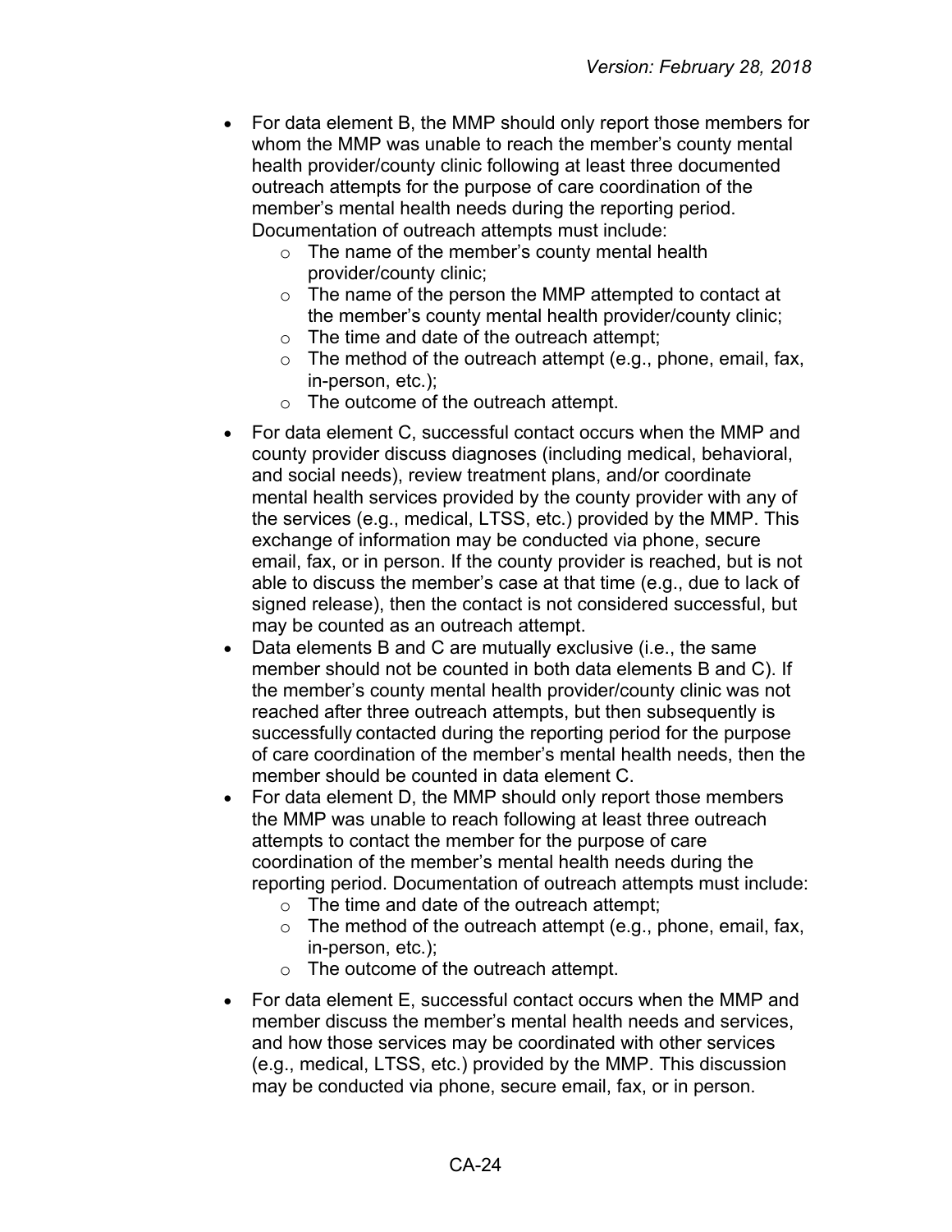- For data element B, the MMP should only report those members for whom the MMP was unable to reach the member's county mental health provider/county clinic following at least three documented outreach attempts for the purpose of care coordination of the member's mental health needs during the reporting period. Documentation of outreach attempts must include:
  - The name of the member's county mental health provider/county clinic;
  - The name of the person the MMP attempted to contact at the member's county mental health provider/county clinic;
  - The time and date of the outreach attempt;
  - The method of the outreach attempt (e.g., phone, email, fax, in-person, etc.);
  - The outcome of the outreach attempt.
- For data element C, successful contact occurs when the MMP and county provider discuss diagnoses (including medical, behavioral, and social needs), review treatment plans, and/or coordinate mental health services provided by the county provider with any of the services (e.g., medical, LTSS, etc.) provided by the MMP. This exchange of information may be conducted via phone, secure email, fax, or in person. If the county provider is reached, but is not able to discuss the member's case at that time (e.g., due to lack of signed release), then the contact is not considered successful, but may be counted as an outreach attempt.
- Data elements B and C are mutually exclusive (i.e., the same member should not be counted in both data elements B and C). If the member's county mental health provider/county clinic was not reached after three outreach attempts, but then subsequently is successfully contacted during the reporting period for the purpose of care coordination of the member's mental health needs, then the member should be counted in data element C.
- For data element D, the MMP should only report those members the MMP was unable to reach following at least three outreach attempts to contact the member for the purpose of care coordination of the member's mental health needs during the reporting period. Documentation of outreach attempts must include:
  - The time and date of the outreach attempt;
  - The method of the outreach attempt (e.g., phone, email, fax, in-person, etc.);
  - The outcome of the outreach attempt.
- For data element E, successful contact occurs when the MMP and member discuss the member's mental health needs and services, and how those services may be coordinated with other services (e.g., medical, LTSS, etc.) provided by the MMP. This discussion may be conducted via phone, secure email, fax, or in person.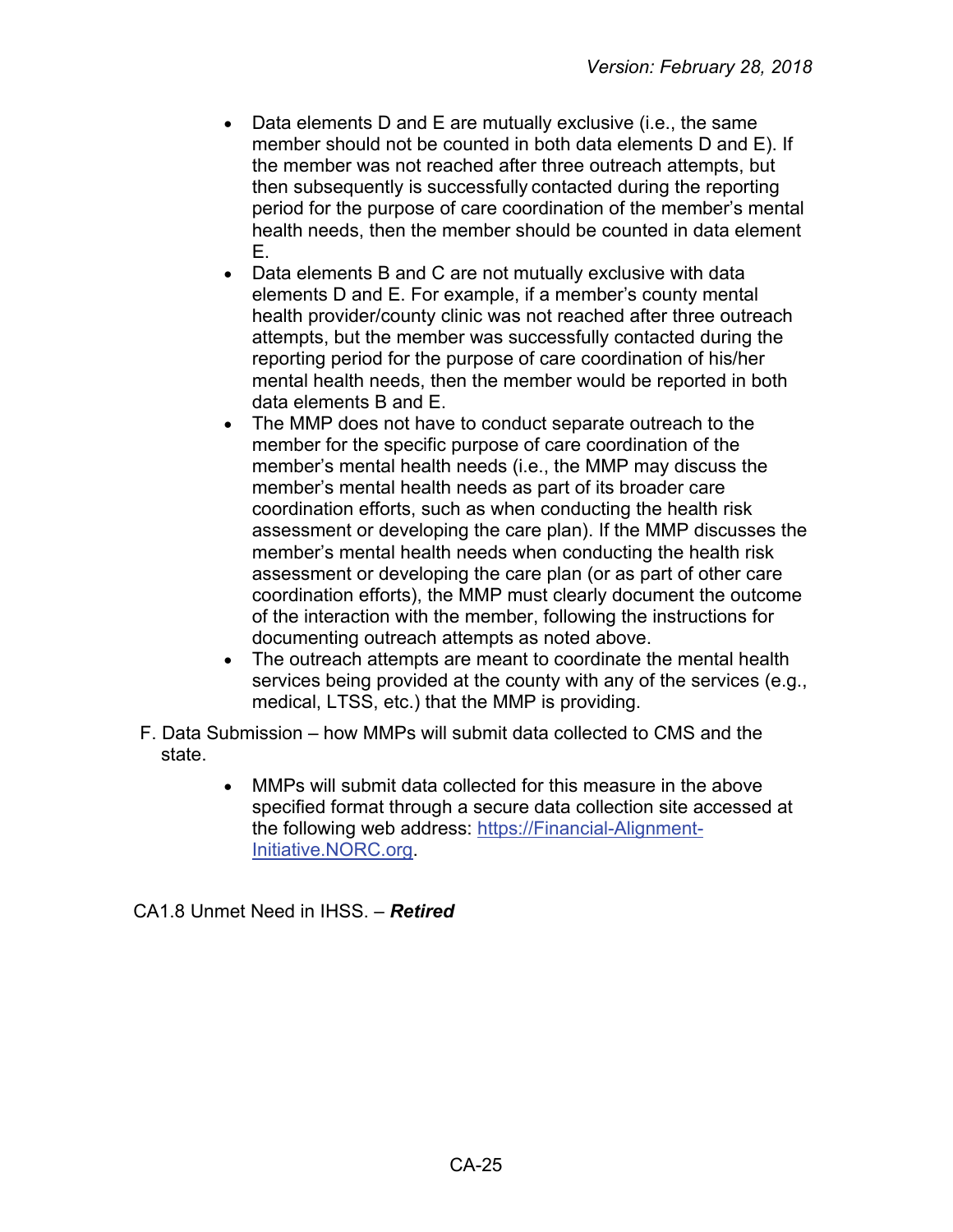- Data elements D and E are mutually exclusive (i.e., the same member should not be counted in both data elements D and E). If the member was not reached after three outreach attempts, but then subsequently is successfully contacted during the reporting period for the purpose of care coordination of the member's mental health needs, then the member should be counted in data element E.
- Data elements B and C are not mutually exclusive with data elements D and E. For example, if a member's county mental health provider/county clinic was not reached after three outreach attempts, but the member was successfully contacted during the reporting period for the purpose of care coordination of his/her mental health needs, then the member would be reported in both data elements B and E.
- The MMP does not have to conduct separate outreach to the member for the specific purpose of care coordination of the member's mental health needs (i.e., the MMP may discuss the member's mental health needs as part of its broader care coordination efforts, such as when conducting the health risk assessment or developing the care plan). If the MMP discusses the member's mental health needs when conducting the health risk assessment or developing the care plan (or as part of other care coordination efforts), the MMP must clearly document the outcome of the interaction with the member, following the instructions for documenting outreach attempts as noted above.
- The outreach attempts are meant to coordinate the mental health services being provided at the county with any of the services (e.g., medical, LTSS, etc.) that the MMP is providing.

F. Data Submission – how MMPs will submit data collected to CMS and the state.

- MMPs will submit data collected for this measure in the above specified format through a secure data collection site accessed at the following web address: [https://Financial-Alignment-Initiative.NORC.org](https://Financial-Alignment-Initiative.NORC.org).

CA1.8 Unmet Need in IHSS. – ***Retired***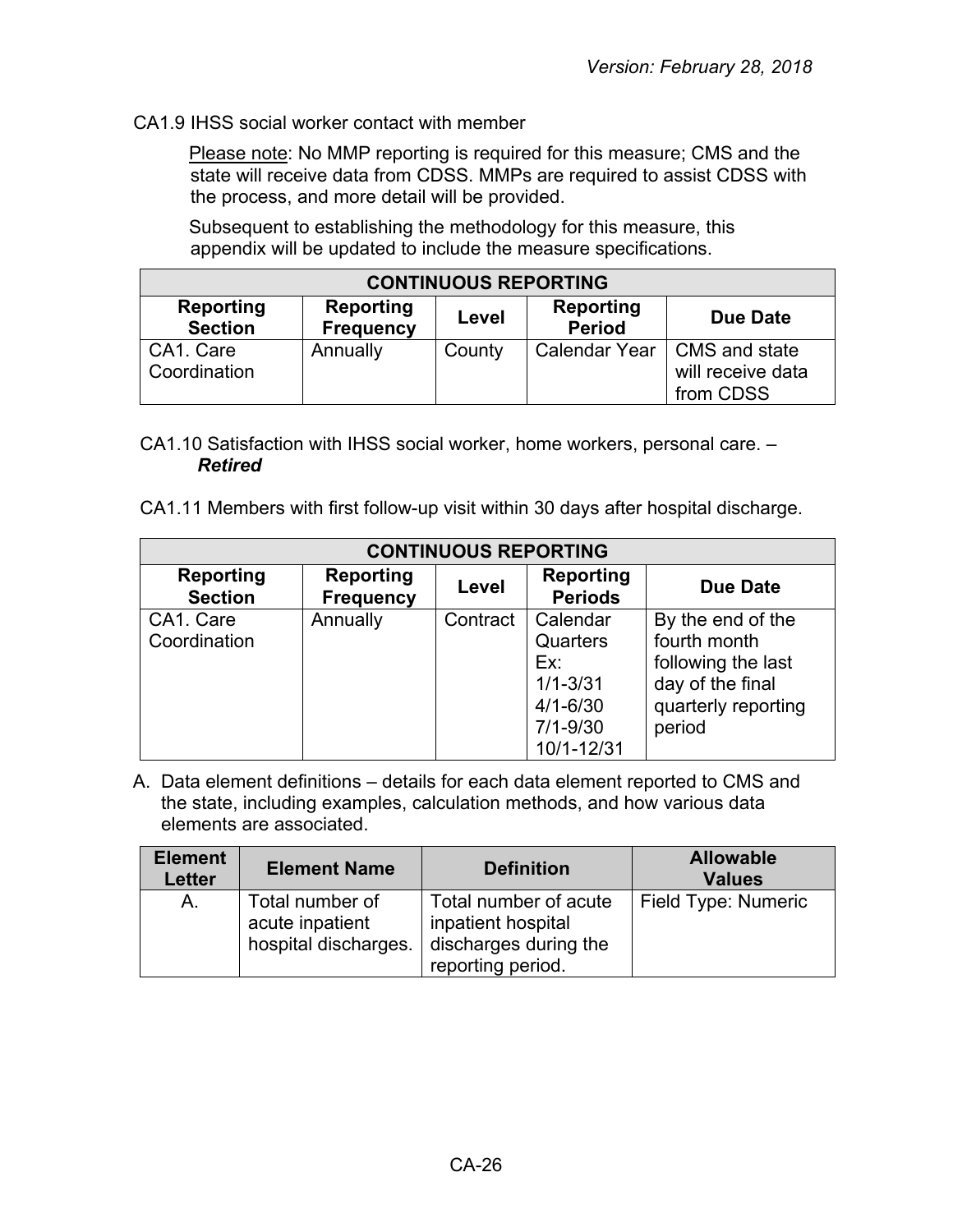CA1.9 IHSS social worker contact with member

Please note: No MMP reporting is required for this measure; CMS and the state will receive data from CDSS. MMPs are required to assist CDSS with the process, and more detail will be provided.

Subsequent to establishing the methodology for this measure, this appendix will be updated to include the measure specifications.

| CONTINUOUS REPORTING | | | | |
|---|---|---|---|---|
| **Reporting Section** | **Reporting Frequency** | **Level** | **Reporting Period** | **Due Date** |
| CA1. Care Coordination | Annually | County | Calendar Year | CMS and state will receive data from CDSS |

CA1.10 Satisfaction with IHSS social worker, home workers, personal care. – ***Retired***

CA1.11 Members with first follow-up visit within 30 days after hospital discharge.

| CONTINUOUS REPORTING | | | | |
|---|---|---|---|---|
| **Reporting Section** | **Reporting Frequency** | **Level** | **Reporting Periods** | **Due Date** |
| CA1. Care Coordination | Annually | Contract | Calendar Quarters Ex: 1/1-3/31 4/1-6/30 7/1-9/30 10/1-12/31 | By the end of the fourth month following the last day of the final quarterly reporting period |

A. Data element definitions – details for each data element reported to CMS and the state, including examples, calculation methods, and how various data elements are associated.

| Element Letter | Element Name | Definition | Allowable Values |
|---|---|---|---|
| A. | Total number of acute inpatient hospital discharges. | Total number of acute inpatient hospital discharges during the reporting period. | Field Type: Numeric |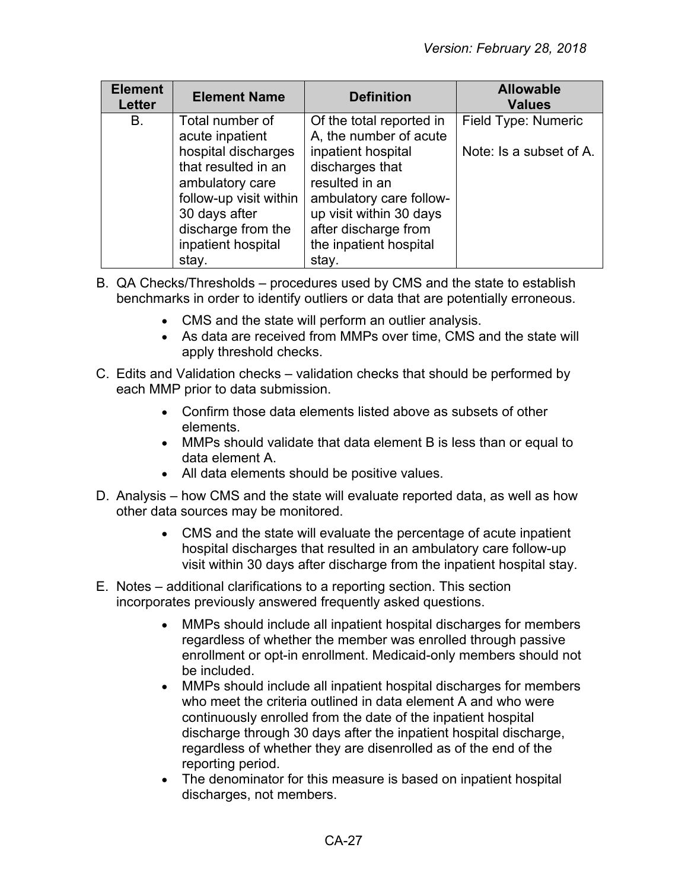| Element Letter | Element Name | Definition | Allowable Values |
|---|---|---|---|
| B. | Total number of acute inpatient hospital discharges that resulted in an ambulatory care follow-up visit within 30 days after discharge from the inpatient hospital stay. | Of the total reported in A, the number of acute inpatient hospital discharges that resulted in an ambulatory care follow-up visit within 30 days after discharge from the inpatient hospital stay. | Field Type: Numeric<br><br>Note: Is a subset of A. |

B. QA Checks/Thresholds – procedures used by CMS and the state to establish benchmarks in order to identify outliers or data that are potentially erroneous.

- CMS and the state will perform an outlier analysis.
- As data are received from MMPs over time, CMS and the state will apply threshold checks.

C. Edits and Validation checks – validation checks that should be performed by each MMP prior to data submission.

- Confirm those data elements listed above as subsets of other elements.
- MMPs should validate that data element B is less than or equal to data element A.
- All data elements should be positive values.

D. Analysis – how CMS and the state will evaluate reported data, as well as how other data sources may be monitored.

- CMS and the state will evaluate the percentage of acute inpatient hospital discharges that resulted in an ambulatory care follow-up visit within 30 days after discharge from the inpatient hospital stay.

E. Notes – additional clarifications to a reporting section. This section incorporates previously answered frequently asked questions.

- MMPs should include all inpatient hospital discharges for members regardless of whether the member was enrolled through passive enrollment or opt-in enrollment. Medicaid-only members should not be included.
- MMPs should include all inpatient hospital discharges for members who meet the criteria outlined in data element A and who were continuously enrolled from the date of the inpatient hospital discharge through 30 days after the inpatient hospital discharge, regardless of whether they are disenrolled as of the end of the reporting period.
- The denominator for this measure is based on inpatient hospital discharges, not members.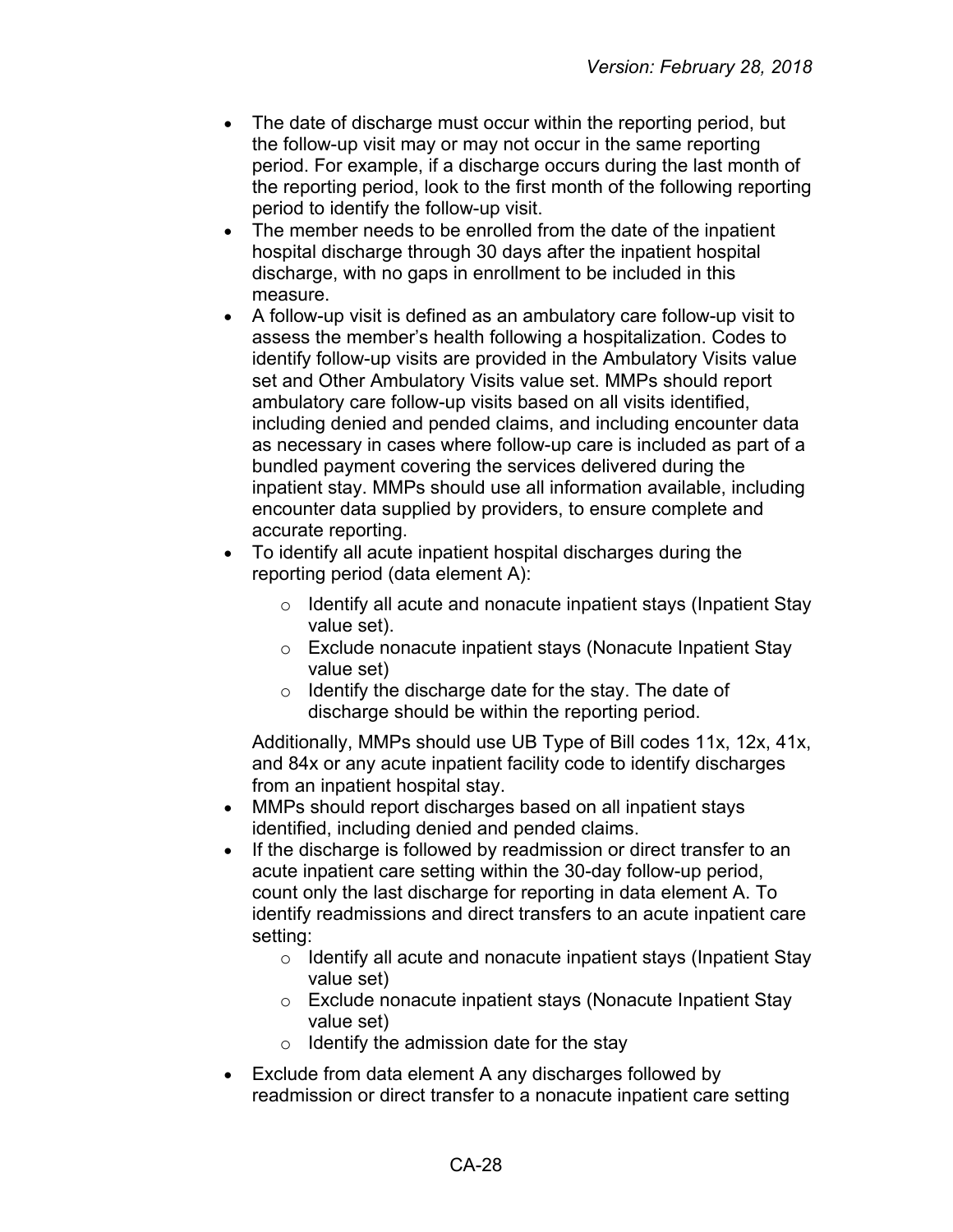- The date of discharge must occur within the reporting period, but the follow-up visit may or may not occur in the same reporting period. For example, if a discharge occurs during the last month of the reporting period, look to the first month of the following reporting period to identify the follow-up visit.
- The member needs to be enrolled from the date of the inpatient hospital discharge through 30 days after the inpatient hospital discharge, with no gaps in enrollment to be included in this measure.
- A follow-up visit is defined as an ambulatory care follow-up visit to assess the member's health following a hospitalization. Codes to identify follow-up visits are provided in the Ambulatory Visits value set and Other Ambulatory Visits value set. MMPs should report ambulatory care follow-up visits based on all visits identified, including denied and pended claims, and including encounter data as necessary in cases where follow-up care is included as part of a bundled payment covering the services delivered during the inpatient stay. MMPs should use all information available, including encounter data supplied by providers, to ensure complete and accurate reporting.
- To identify all acute inpatient hospital discharges during the reporting period (data element A):
  - Identify all acute and nonacute inpatient stays (Inpatient Stay value set).
  - Exclude nonacute inpatient stays (Nonacute Inpatient Stay value set)
  - Identify the discharge date for the stay. The date of discharge should be within the reporting period.

  Additionally, MMPs should use UB Type of Bill codes 11x, 12x, 41x, and 84x or any acute inpatient facility code to identify discharges from an inpatient hospital stay.
- MMPs should report discharges based on all inpatient stays identified, including denied and pended claims.
- If the discharge is followed by readmission or direct transfer to an acute inpatient care setting within the 30-day follow-up period, count only the last discharge for reporting in data element A. To identify readmissions and direct transfers to an acute inpatient care setting:
  - Identify all acute and nonacute inpatient stays (Inpatient Stay value set)
  - Exclude nonacute inpatient stays (Nonacute Inpatient Stay value set)
  - Identify the admission date for the stay
- Exclude from data element A any discharges followed by readmission or direct transfer to a nonacute inpatient care setting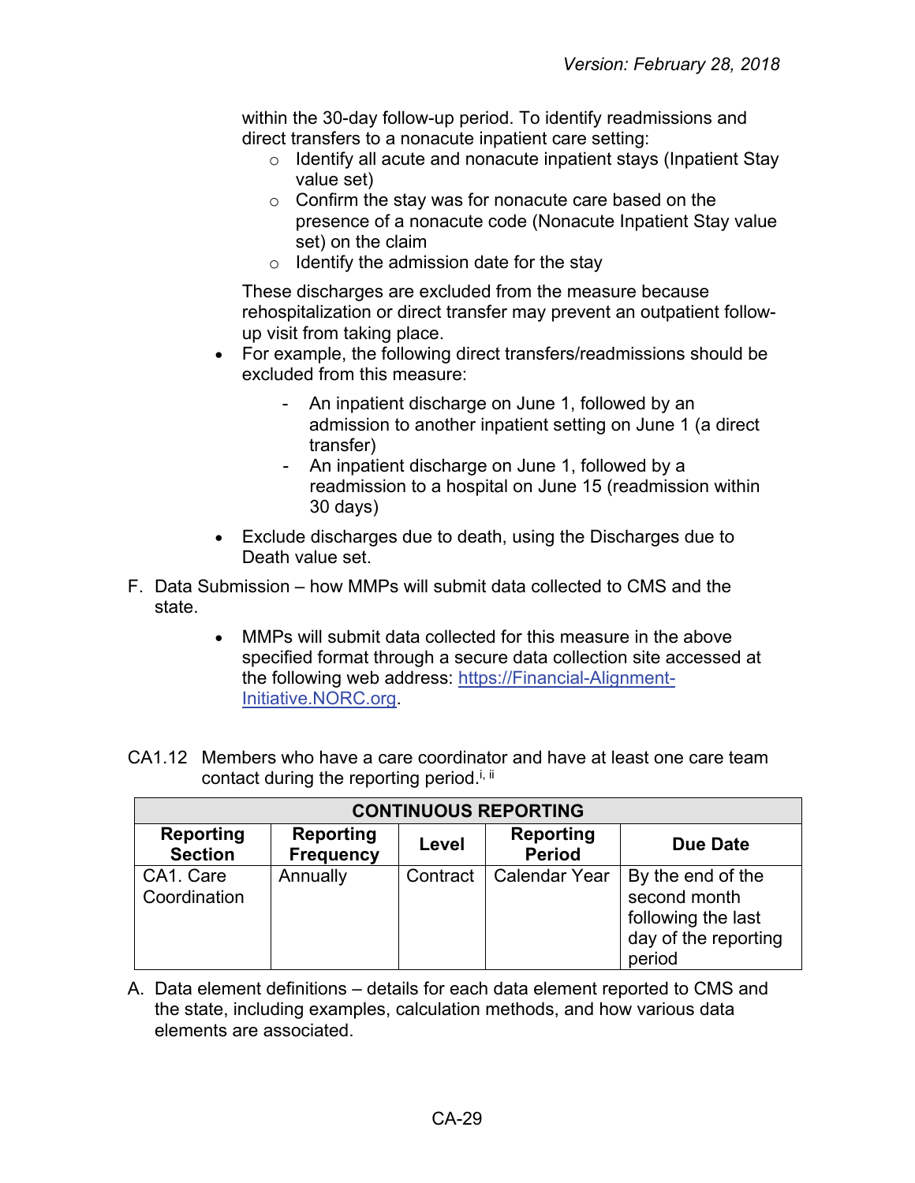within the 30-day follow-up period. To identify readmissions and direct transfers to a nonacute inpatient care setting:

- Identify all acute and nonacute inpatient stays (Inpatient Stay value set)
- Confirm the stay was for nonacute care based on the presence of a nonacute code (Nonacute Inpatient Stay value set) on the claim
- Identify the admission date for the stay

These discharges are excluded from the measure because rehospitalization or direct transfer may prevent an outpatient follow-up visit from taking place.

- For example, the following direct transfers/readmissions should be excluded from this measure:
  - An inpatient discharge on June 1, followed by an admission to another inpatient setting on June 1 (a direct transfer)
  - An inpatient discharge on June 1, followed by a readmission to a hospital on June 15 (readmission within 30 days)
- Exclude discharges due to death, using the Discharges due to Death value set.

F. Data Submission – how MMPs will submit data collected to CMS and the state.

- MMPs will submit data collected for this measure in the above specified format through a secure data collection site accessed at the following web address: https://Financial-Alignment-Initiative.NORC.org.

CA1.12 Members who have a care coordinator and have at least one care team contact during the reporting period.[i, ii]

| CONTINUOUS REPORTING | | | | |
|---|---|---|---|---|
| **Reporting Section** | **Reporting Frequency** | **Level** | **Reporting Period** | **Due Date** |
| CA1. Care Coordination | Annually | Contract | Calendar Year | By the end of the second month following the last day of the reporting period |

A. Data element definitions – details for each data element reported to CMS and the state, including examples, calculation methods, and how various data elements are associated.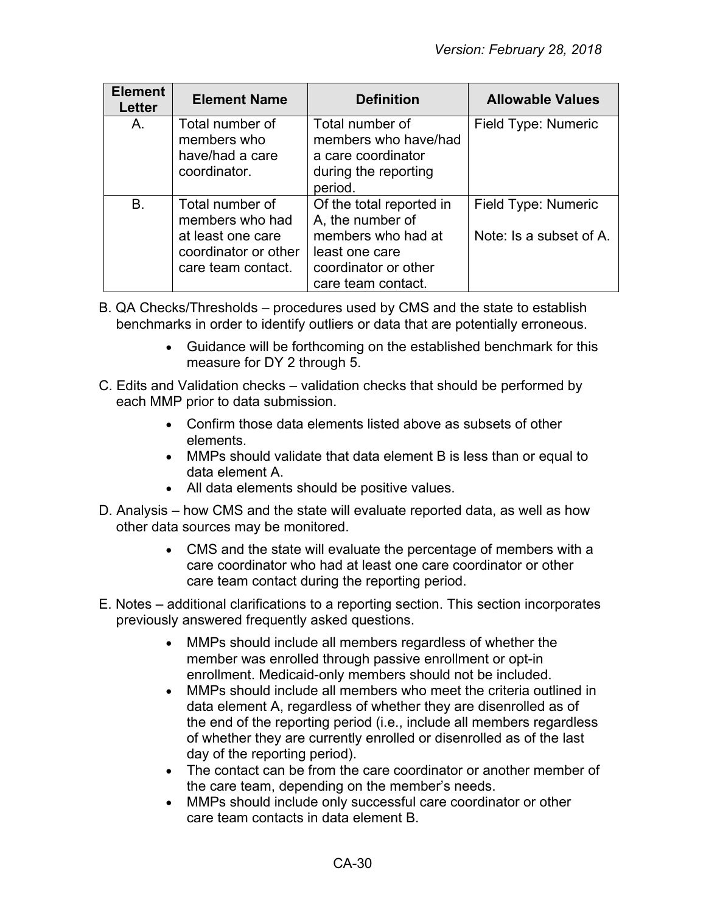| Element Letter | Element Name | Definition | Allowable Values |
|---|---|---|---|
| A. | Total number of members who have/had a care coordinator. | Total number of members who have/had a care coordinator during the reporting period. | Field Type: Numeric |
| B. | Total number of members who had at least one care coordinator or other care team contact. | Of the total reported in A, the number of members who had at least one care coordinator or other care team contact. | Field Type: Numeric<br><br>Note: Is a subset of A. |

B. QA Checks/Thresholds – procedures used by CMS and the state to establish benchmarks in order to identify outliers or data that are potentially erroneous.

- Guidance will be forthcoming on the established benchmark for this measure for DY 2 through 5.

C. Edits and Validation checks – validation checks that should be performed by each MMP prior to data submission.

- Confirm those data elements listed above as subsets of other elements.
- MMPs should validate that data element B is less than or equal to data element A.
- All data elements should be positive values.

D. Analysis – how CMS and the state will evaluate reported data, as well as how other data sources may be monitored.

- CMS and the state will evaluate the percentage of members with a care coordinator who had at least one care coordinator or other care team contact during the reporting period.

E. Notes – additional clarifications to a reporting section. This section incorporates previously answered frequently asked questions.

- MMPs should include all members regardless of whether the member was enrolled through passive enrollment or opt-in enrollment. Medicaid-only members should not be included.
- MMPs should include all members who meet the criteria outlined in data element A, regardless of whether they are disenrolled as of the end of the reporting period (i.e., include all members regardless of whether they are currently enrolled or disenrolled as of the last day of the reporting period).
- The contact can be from the care coordinator or another member of the care team, depending on the member's needs.
- MMPs should include only successful care coordinator or other care team contacts in data element B.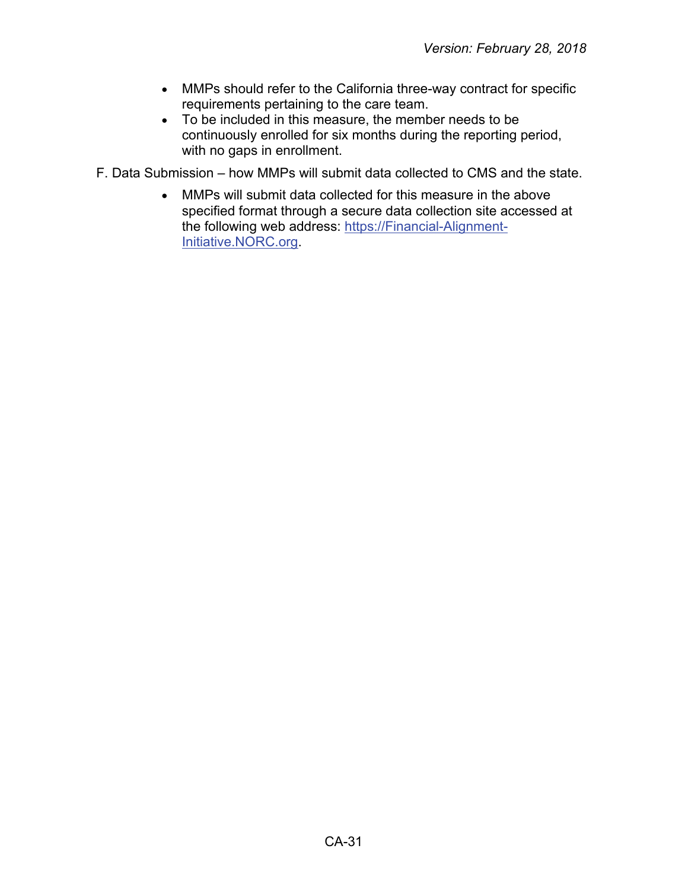- MMPs should refer to the California three-way contract for specific requirements pertaining to the care team.
- To be included in this measure, the member needs to be continuously enrolled for six months during the reporting period, with no gaps in enrollment.

F. Data Submission – how MMPs will submit data collected to CMS and the state.

- MMPs will submit data collected for this measure in the above specified format through a secure data collection site accessed at the following web address: [https://Financial-Alignment-Initiative.NORC.org](https://Financial-Alignment-Initiative.NORC.org).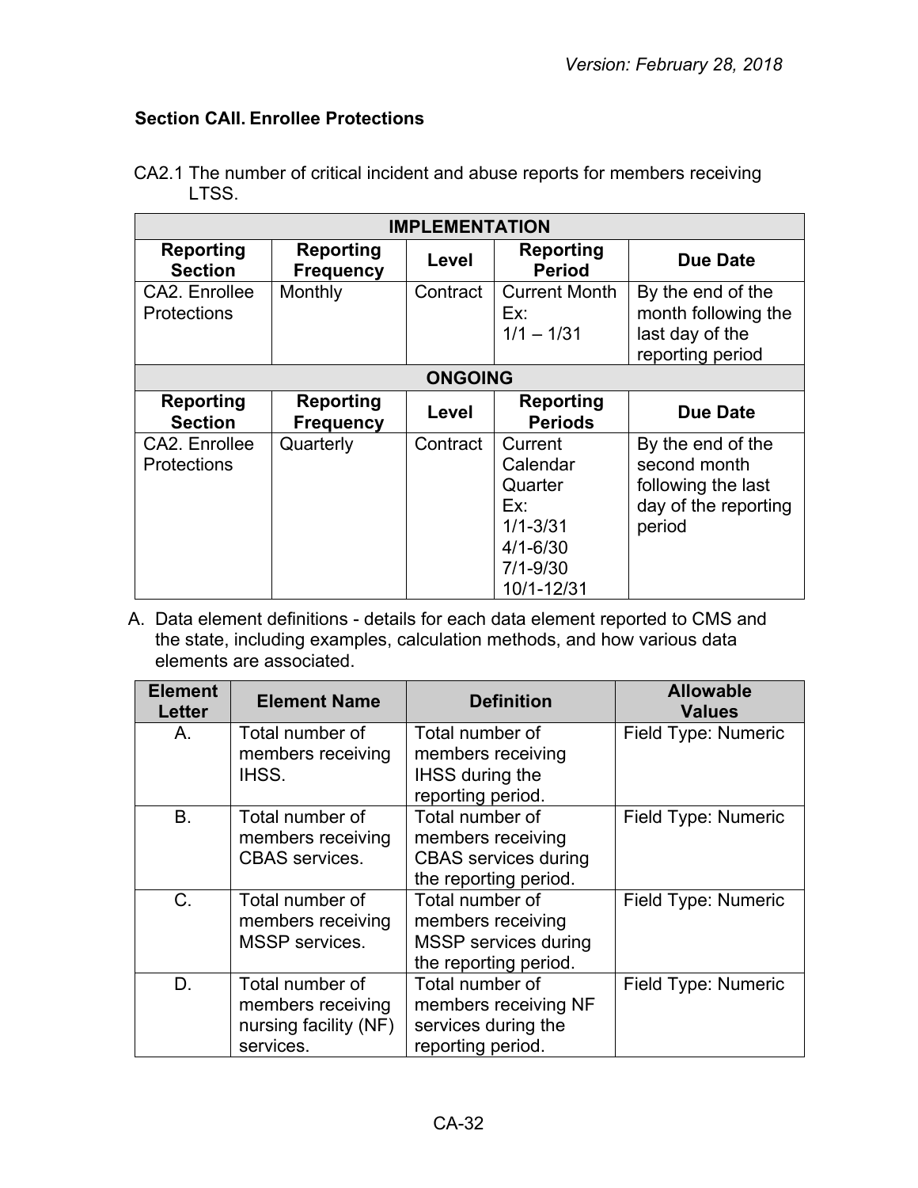*Version: February 28, 2018*

**Section CAII. Enrollee Protections**

CA2.1 The number of critical incident and abuse reports for members receiving LTSS.

| IMPLEMENTATION | | | | |
|---|---|---|---|---|
| **Reporting Section** | **Reporting Frequency** | **Level** | **Reporting Period** | **Due Date** |
| CA2. Enrollee Protections | Monthly | Contract | Current Month Ex: 1/1 – 1/31 | By the end of the month following the last day of the reporting period |
| **ONGOING** | | | | |
| **Reporting Section** | **Reporting Frequency** | **Level** | **Reporting Periods** | **Due Date** |
| CA2. Enrollee Protections | Quarterly | Contract | Current Calendar Quarter Ex: 1/1-3/31 4/1-6/30 7/1-9/30 10/1-12/31 | By the end of the second month following the last day of the reporting period |

A. Data element definitions - details for each data element reported to CMS and the state, including examples, calculation methods, and how various data elements are associated.

| Element Letter | Element Name | Definition | Allowable Values |
|---|---|---|---|
| A. | Total number of members receiving IHSS. | Total number of members receiving IHSS during the reporting period. | Field Type: Numeric |
| B. | Total number of members receiving CBAS services. | Total number of members receiving CBAS services during the reporting period. | Field Type: Numeric |
| C. | Total number of members receiving MSSP services. | Total number of members receiving MSSP services during the reporting period. | Field Type: Numeric |
| D. | Total number of members receiving nursing facility (NF) services. | Total number of members receiving NF services during the reporting period. | Field Type: Numeric |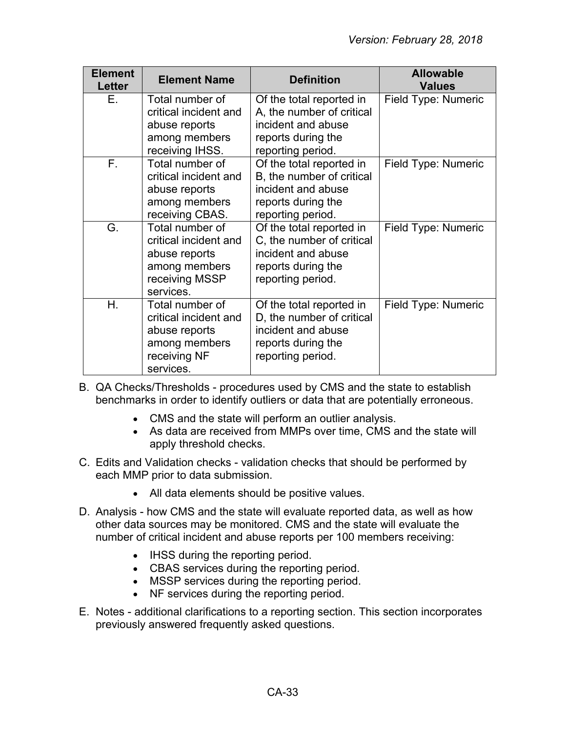| Element Letter | Element Name | Definition | Allowable Values |
|---|---|---|---|
| E. | Total number of critical incident and abuse reports among members receiving IHSS. | Of the total reported in A, the number of critical incident and abuse reports during the reporting period. | Field Type: Numeric |
| F. | Total number of critical incident and abuse reports among members receiving CBAS. | Of the total reported in B, the number of critical incident and abuse reports during the reporting period. | Field Type: Numeric |
| G. | Total number of critical incident and abuse reports among members receiving MSSP services. | Of the total reported in C, the number of critical incident and abuse reports during the reporting period. | Field Type: Numeric |
| H. | Total number of critical incident and abuse reports among members receiving NF services. | Of the total reported in D, the number of critical incident and abuse reports during the reporting period. | Field Type: Numeric |

B. QA Checks/Thresholds - procedures used by CMS and the state to establish benchmarks in order to identify outliers or data that are potentially erroneous.

- CMS and the state will perform an outlier analysis.
- As data are received from MMPs over time, CMS and the state will apply threshold checks.

C. Edits and Validation checks - validation checks that should be performed by each MMP prior to data submission.

- All data elements should be positive values.

D. Analysis - how CMS and the state will evaluate reported data, as well as how other data sources may be monitored. CMS and the state will evaluate the number of critical incident and abuse reports per 100 members receiving:

- IHSS during the reporting period.
- CBAS services during the reporting period.
- MSSP services during the reporting period.
- NF services during the reporting period.

E. Notes - additional clarifications to a reporting section. This section incorporates previously answered frequently asked questions.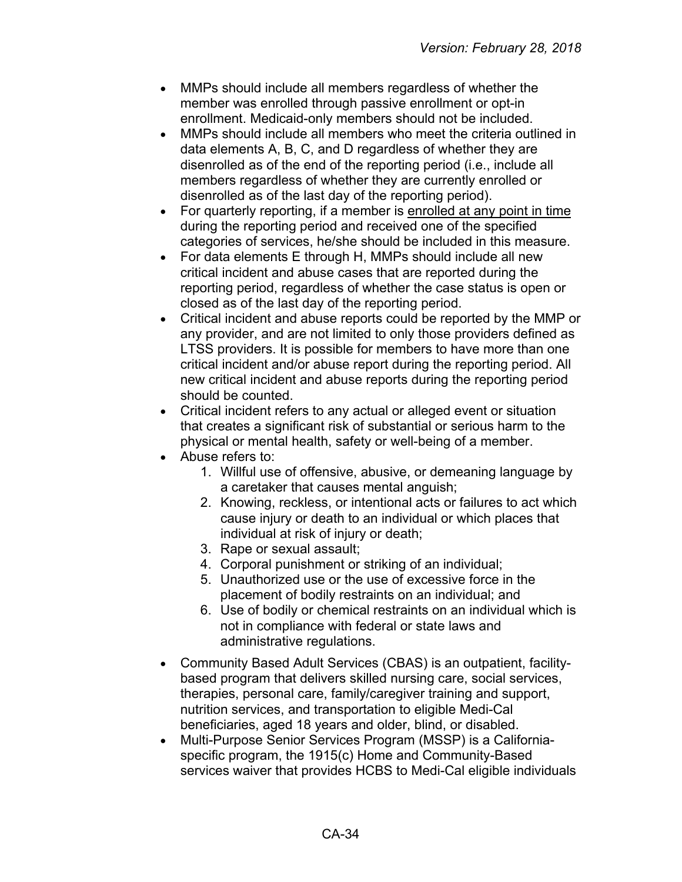- MMPs should include all members regardless of whether the member was enrolled through passive enrollment or opt-in enrollment. Medicaid-only members should not be included.
- MMPs should include all members who meet the criteria outlined in data elements A, B, C, and D regardless of whether they are disenrolled as of the end of the reporting period (i.e., include all members regardless of whether they are currently enrolled or disenrolled as of the last day of the reporting period).
- For quarterly reporting, if a member is enrolled at any point in time during the reporting period and received one of the specified categories of services, he/she should be included in this measure.
- For data elements E through H, MMPs should include all new critical incident and abuse cases that are reported during the reporting period, regardless of whether the case status is open or closed as of the last day of the reporting period.
- Critical incident and abuse reports could be reported by the MMP or any provider, and are not limited to only those providers defined as LTSS providers. It is possible for members to have more than one critical incident and/or abuse report during the reporting period. All new critical incident and abuse reports during the reporting period should be counted.
- Critical incident refers to any actual or alleged event or situation that creates a significant risk of substantial or serious harm to the physical or mental health, safety or well-being of a member.
- Abuse refers to:
  1. Willful use of offensive, abusive, or demeaning language by a caretaker that causes mental anguish;
  2. Knowing, reckless, or intentional acts or failures to act which cause injury or death to an individual or which places that individual at risk of injury or death;
  3. Rape or sexual assault;
  4. Corporal punishment or striking of an individual;
  5. Unauthorized use or the use of excessive force in the placement of bodily restraints on an individual; and
  6. Use of bodily or chemical restraints on an individual which is not in compliance with federal or state laws and administrative regulations.
- Community Based Adult Services (CBAS) is an outpatient, facility-based program that delivers skilled nursing care, social services, therapies, personal care, family/caregiver training and support, nutrition services, and transportation to eligible Medi-Cal beneficiaries, aged 18 years and older, blind, or disabled.
- Multi-Purpose Senior Services Program (MSSP) is a California-specific program, the 1915(c) Home and Community-Based services waiver that provides HCBS to Medi-Cal eligible individuals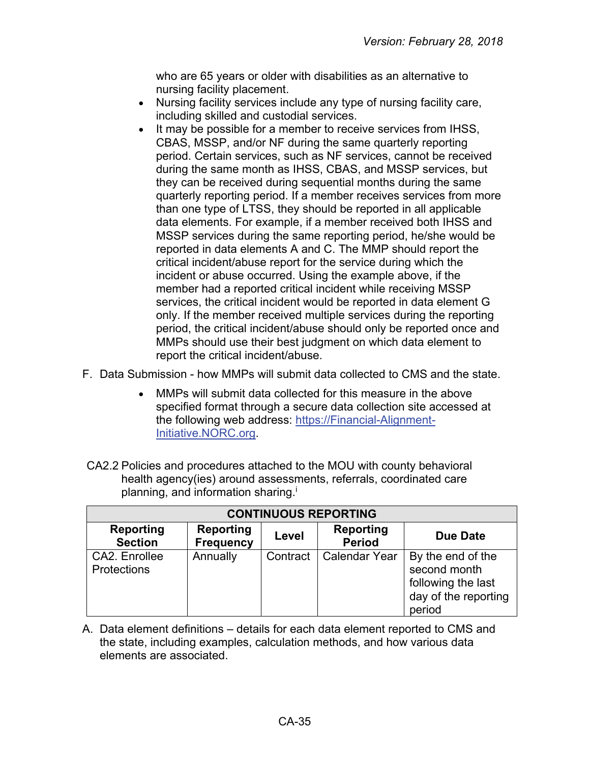who are 65 years or older with disabilities as an alternative to nursing facility placement.

- Nursing facility services include any type of nursing facility care, including skilled and custodial services.
- It may be possible for a member to receive services from IHSS, CBAS, MSSP, and/or NF during the same quarterly reporting period. Certain services, such as NF services, cannot be received during the same month as IHSS, CBAS, and MSSP services, but they can be received during sequential months during the same quarterly reporting period. If a member receives services from more than one type of LTSS, they should be reported in all applicable data elements. For example, if a member received both IHSS and MSSP services during the same reporting period, he/she would be reported in data elements A and C. The MMP should report the critical incident/abuse report for the service during which the incident or abuse occurred. Using the example above, if the member had a reported critical incident while receiving MSSP services, the critical incident would be reported in data element G only. If the member received multiple services during the reporting period, the critical incident/abuse should only be reported once and MMPs should use their best judgment on which data element to report the critical incident/abuse.

F. Data Submission - how MMPs will submit data collected to CMS and the state.

- MMPs will submit data collected for this measure in the above specified format through a secure data collection site accessed at the following web address: [https://Financial-Alignment-Initiative.NORC.org](https://Financial-Alignment-Initiative.NORC.org).

CA2.2 Policies and procedures attached to the MOU with county behavioral health agency(ies) around assessments, referrals, coordinated care planning, and information sharing.[i]

| CONTINUOUS REPORTING | | | | |
|---|---|---|---|---|
| **Reporting Section** | **Reporting Frequency** | **Level** | **Reporting Period** | **Due Date** |
| CA2. Enrollee Protections | Annually | Contract | Calendar Year | By the end of the second month following the last day of the reporting period |

A. Data element definitions – details for each data element reported to CMS and the state, including examples, calculation methods, and how various data elements are associated.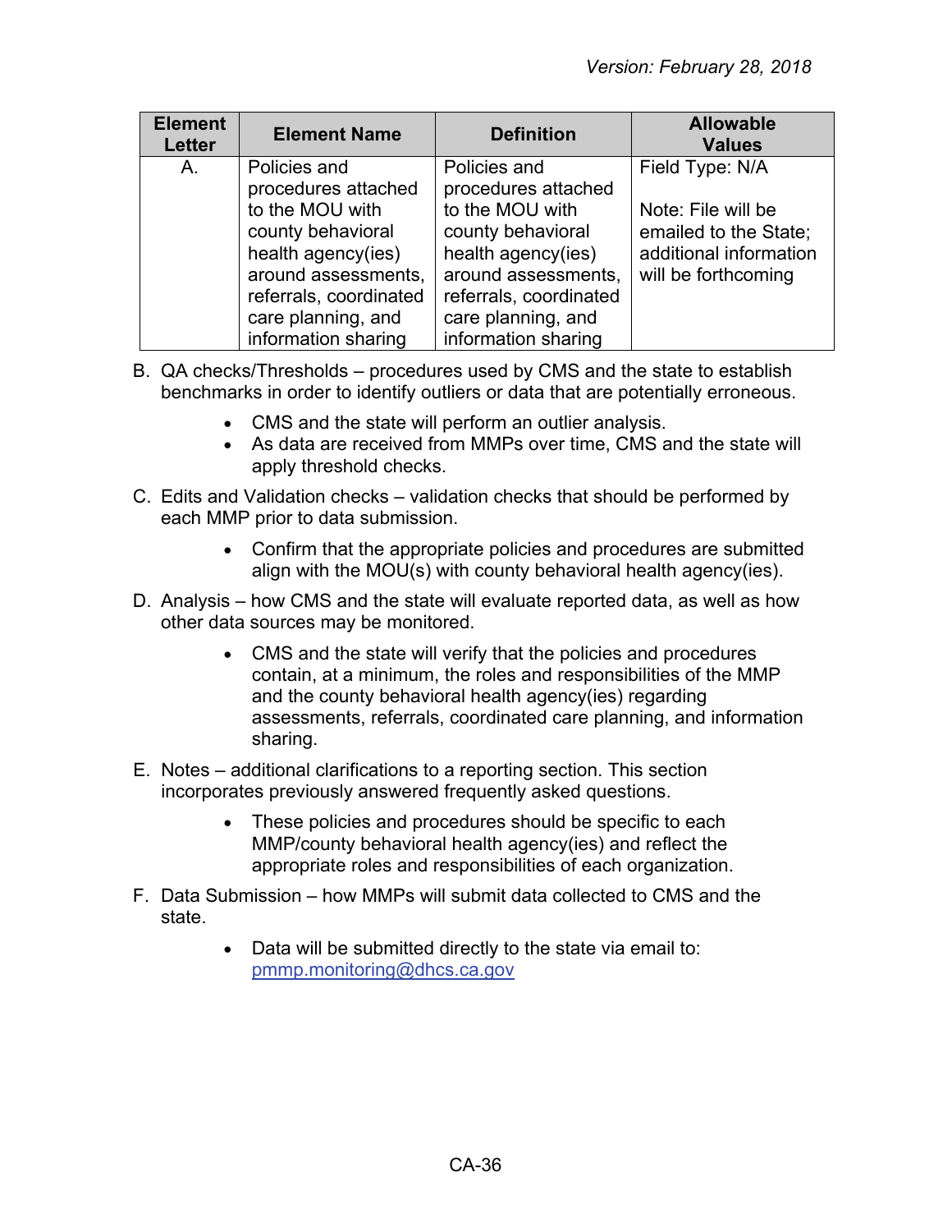| Element Letter | Element Name | Definition | Allowable Values |
|---|---|---|---|
| A. | Policies and procedures attached to the MOU with county behavioral health agency(ies) around assessments, referrals, coordinated care planning, and information sharing | Policies and procedures attached to the MOU with county behavioral health agency(ies) around assessments, referrals, coordinated care planning, and information sharing | Field Type: N/A<br><br>Note: File will be emailed to the State; additional information will be forthcoming |

B. QA checks/Thresholds – procedures used by CMS and the state to establish benchmarks in order to identify outliers or data that are potentially erroneous.

- CMS and the state will perform an outlier analysis.
- As data are received from MMPs over time, CMS and the state will apply threshold checks.

C. Edits and Validation checks – validation checks that should be performed by each MMP prior to data submission.

- Confirm that the appropriate policies and procedures are submitted align with the MOU(s) with county behavioral health agency(ies).

D. Analysis – how CMS and the state will evaluate reported data, as well as how other data sources may be monitored.

- CMS and the state will verify that the policies and procedures contain, at a minimum, the roles and responsibilities of the MMP and the county behavioral health agency(ies) regarding assessments, referrals, coordinated care planning, and information sharing.

E. Notes – additional clarifications to a reporting section. This section incorporates previously answered frequently asked questions.

- These policies and procedures should be specific to each MMP/county behavioral health agency(ies) and reflect the appropriate roles and responsibilities of each organization.

F. Data Submission – how MMPs will submit data collected to CMS and the state.

- Data will be submitted directly to the state via email to: pmmp.monitoring@dhcs.ca.gov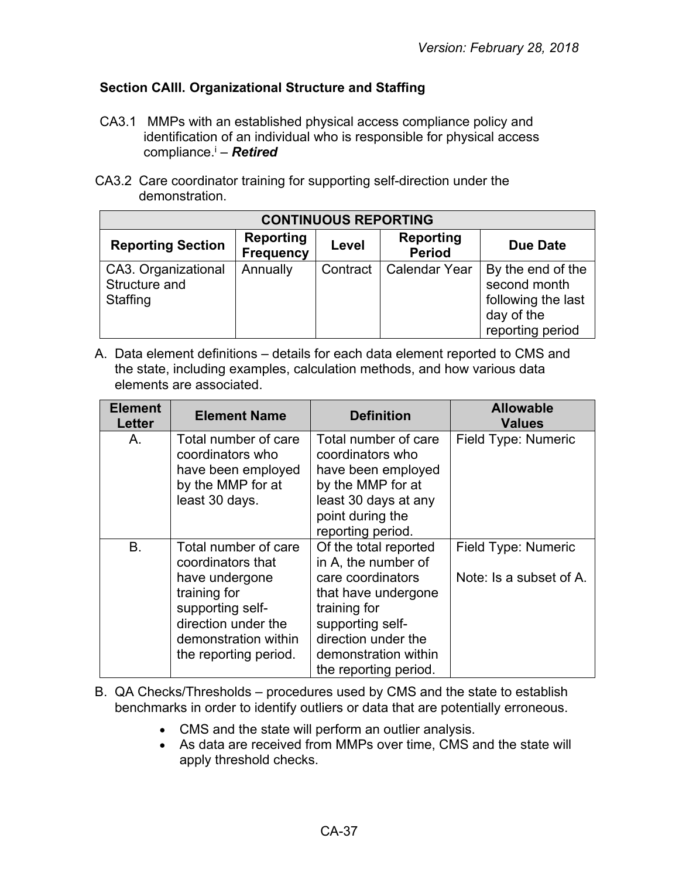### Section CAIII. Organizational Structure and Staffing

CA3.1 MMPs with an established physical access compliance policy and identification of an individual who is responsible for physical access compliance.[i] – ***Retired***

CA3.2 Care coordinator training for supporting self-direction under the demonstration.

| CONTINUOUS REPORTING | | | | |
|---|---|---|---|---|
| **Reporting Section** | **Reporting Frequency** | **Level** | **Reporting Period** | **Due Date** |
| CA3. Organizational Structure and Staffing | Annually | Contract | Calendar Year | By the end of the second month following the last day of the reporting period |

A. Data element definitions – details for each data element reported to CMS and the state, including examples, calculation methods, and how various data elements are associated.

| Element Letter | Element Name | Definition | Allowable Values |
|---|---|---|---|
| A. | Total number of care coordinators who have been employed by the MMP for at least 30 days. | Total number of care coordinators who have been employed by the MMP for at least 30 days at any point during the reporting period. | Field Type: Numeric |
| B. | Total number of care coordinators that have undergone training for supporting self-direction under the demonstration within the reporting period. | Of the total reported in A, the number of care coordinators that have undergone training for supporting self-direction under the demonstration within the reporting period. | Field Type: Numeric<br><br>Note: Is a subset of A. |

B. QA Checks/Thresholds – procedures used by CMS and the state to establish benchmarks in order to identify outliers or data that are potentially erroneous.

- CMS and the state will perform an outlier analysis.
- As data are received from MMPs over time, CMS and the state will apply threshold checks.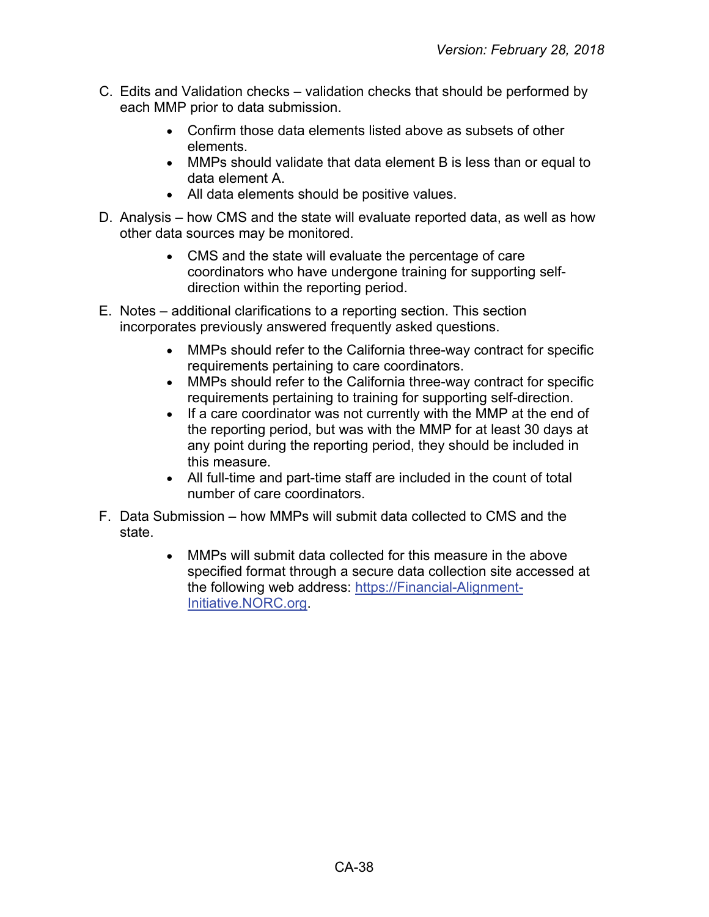C. Edits and Validation checks – validation checks that should be performed by each MMP prior to data submission.

- Confirm those data elements listed above as subsets of other elements.
- MMPs should validate that data element B is less than or equal to data element A.
- All data elements should be positive values.

D. Analysis – how CMS and the state will evaluate reported data, as well as how other data sources may be monitored.

- CMS and the state will evaluate the percentage of care coordinators who have undergone training for supporting self-direction within the reporting period.

E. Notes – additional clarifications to a reporting section. This section incorporates previously answered frequently asked questions.

- MMPs should refer to the California three-way contract for specific requirements pertaining to care coordinators.
- MMPs should refer to the California three-way contract for specific requirements pertaining to training for supporting self-direction.
- If a care coordinator was not currently with the MMP at the end of the reporting period, but was with the MMP for at least 30 days at any point during the reporting period, they should be included in this measure.
- All full-time and part-time staff are included in the count of total number of care coordinators.

F. Data Submission – how MMPs will submit data collected to CMS and the state.

- MMPs will submit data collected for this measure in the above specified format through a secure data collection site accessed at the following web address: [https://Financial-Alignment-Initiative.NORC.org](https://Financial-Alignment-Initiative.NORC.org).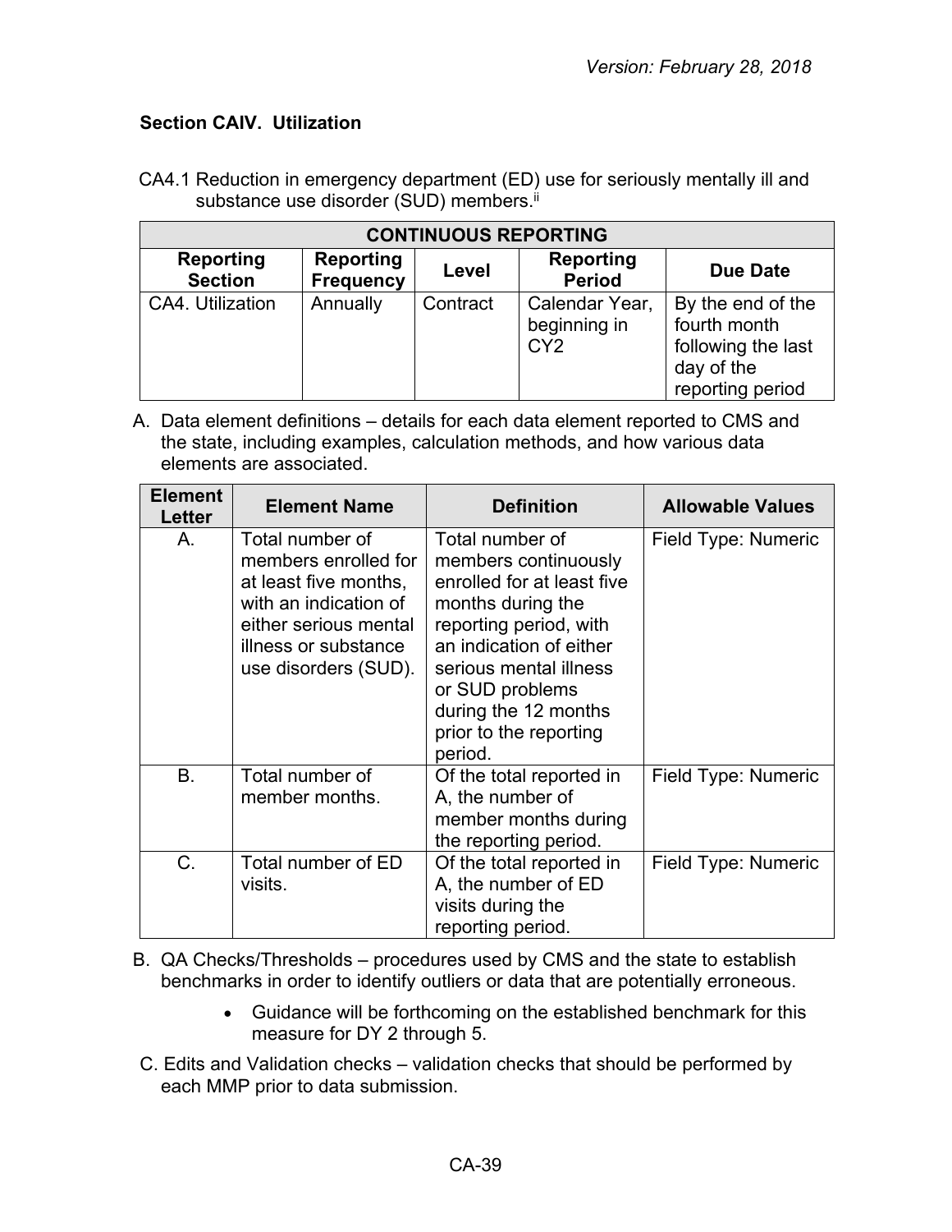## Section CAIV. Utilization

CA4.1 Reduction in emergency department (ED) use for seriously mentally ill and substance use disorder (SUD) members.[ii]

| CONTINUOUS REPORTING | | | | |
|---|---|---|---|---|
| **Reporting Section** | **Reporting Frequency** | **Level** | **Reporting Period** | **Due Date** |
| CA4. Utilization | Annually | Contract | Calendar Year, beginning in CY2 | By the end of the fourth month following the last day of the reporting period |

A. Data element definitions – details for each data element reported to CMS and the state, including examples, calculation methods, and how various data elements are associated.

| Element Letter | Element Name | Definition | Allowable Values |
|---|---|---|---|
| A. | Total number of members enrolled for at least five months, with an indication of either serious mental illness or substance use disorders (SUD). | Total number of members continuously enrolled for at least five months during the reporting period, with an indication of either serious mental illness or SUD problems during the 12 months prior to the reporting period. | Field Type: Numeric |
| B. | Total number of member months. | Of the total reported in A, the number of member months during the reporting period. | Field Type: Numeric |
| C. | Total number of ED visits. | Of the total reported in A, the number of ED visits during the reporting period. | Field Type: Numeric |

B. QA Checks/Thresholds – procedures used by CMS and the state to establish benchmarks in order to identify outliers or data that are potentially erroneous.

- Guidance will be forthcoming on the established benchmark for this measure for DY 2 through 5.

C. Edits and Validation checks – validation checks that should be performed by each MMP prior to data submission.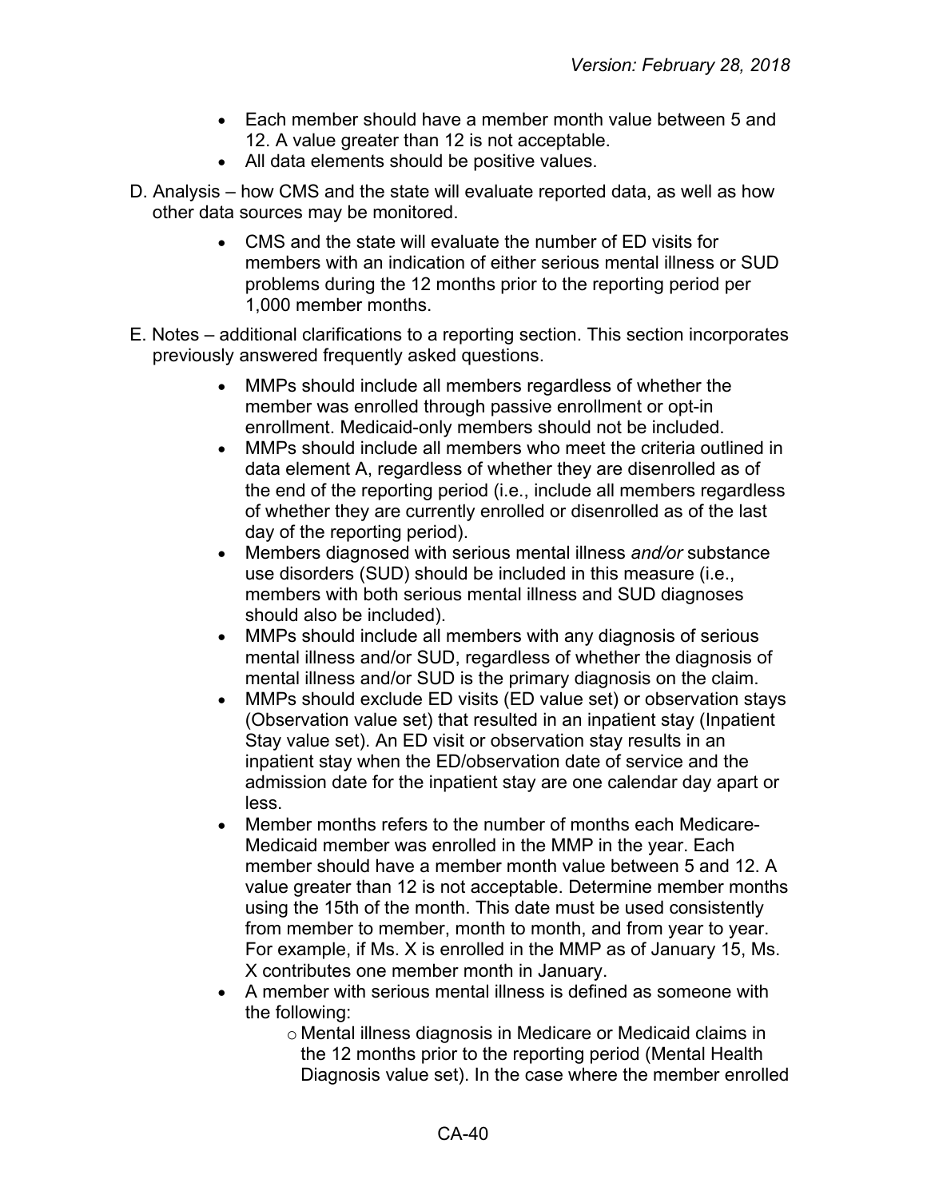- Each member should have a member month value between 5 and 12. A value greater than 12 is not acceptable.
- All data elements should be positive values.

D. Analysis – how CMS and the state will evaluate reported data, as well as how other data sources may be monitored.

- CMS and the state will evaluate the number of ED visits for members with an indication of either serious mental illness or SUD problems during the 12 months prior to the reporting period per 1,000 member months.

E. Notes – additional clarifications to a reporting section. This section incorporates previously answered frequently asked questions.

- MMPs should include all members regardless of whether the member was enrolled through passive enrollment or opt-in enrollment. Medicaid-only members should not be included.
- MMPs should include all members who meet the criteria outlined in data element A, regardless of whether they are disenrolled as of the end of the reporting period (i.e., include all members regardless of whether they are currently enrolled or disenrolled as of the last day of the reporting period).
- Members diagnosed with serious mental illness *and/or* substance use disorders (SUD) should be included in this measure (i.e., members with both serious mental illness and SUD diagnoses should also be included).
- MMPs should include all members with any diagnosis of serious mental illness and/or SUD, regardless of whether the diagnosis of mental illness and/or SUD is the primary diagnosis on the claim.
- MMPs should exclude ED visits (ED value set) or observation stays (Observation value set) that resulted in an inpatient stay (Inpatient Stay value set). An ED visit or observation stay results in an inpatient stay when the ED/observation date of service and the admission date for the inpatient stay are one calendar day apart or less.
- Member months refers to the number of months each Medicare-Medicaid member was enrolled in the MMP in the year. Each member should have a member month value between 5 and 12. A value greater than 12 is not acceptable. Determine member months using the 15th of the month. This date must be used consistently from member to member, month to month, and from year to year. For example, if Ms. X is enrolled in the MMP as of January 15, Ms. X contributes one member month in January.
- A member with serious mental illness is defined as someone with the following:
  - Mental illness diagnosis in Medicare or Medicaid claims in the 12 months prior to the reporting period (Mental Health Diagnosis value set). In the case where the member enrolled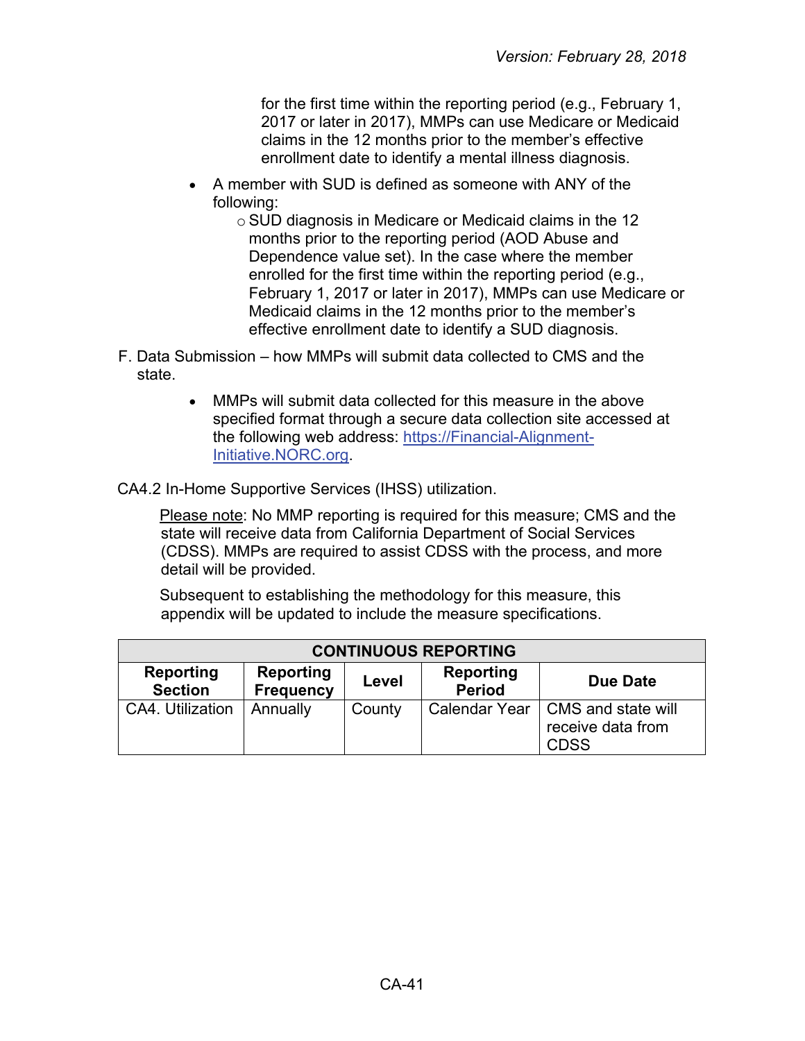for the first time within the reporting period (e.g., February 1, 2017 or later in 2017), MMPs can use Medicare or Medicaid claims in the 12 months prior to the member's effective enrollment date to identify a mental illness diagnosis.

- A member with SUD is defined as someone with ANY of the following:
  - SUD diagnosis in Medicare or Medicaid claims in the 12 months prior to the reporting period (AOD Abuse and Dependence value set). In the case where the member enrolled for the first time within the reporting period (e.g., February 1, 2017 or later in 2017), MMPs can use Medicare or Medicaid claims in the 12 months prior to the member's effective enrollment date to identify a SUD diagnosis.

F. Data Submission – how MMPs will submit data collected to CMS and the state.

- MMPs will submit data collected for this measure in the above specified format through a secure data collection site accessed at the following web address: [https://Financial-Alignment-Initiative.NORC.org](https://Financial-Alignment-Initiative.NORC.org).

CA4.2 In-Home Supportive Services (IHSS) utilization.

Please note: No MMP reporting is required for this measure; CMS and the state will receive data from California Department of Social Services (CDSS). MMPs are required to assist CDSS with the process, and more detail will be provided.

Subsequent to establishing the methodology for this measure, this appendix will be updated to include the measure specifications.

| CONTINUOUS REPORTING | | | | |
|---|---|---|---|---|
| **Reporting Section** | **Reporting Frequency** | **Level** | **Reporting Period** | **Due Date** |
| CA4. Utilization | Annually | County | Calendar Year | CMS and state will receive data from CDSS |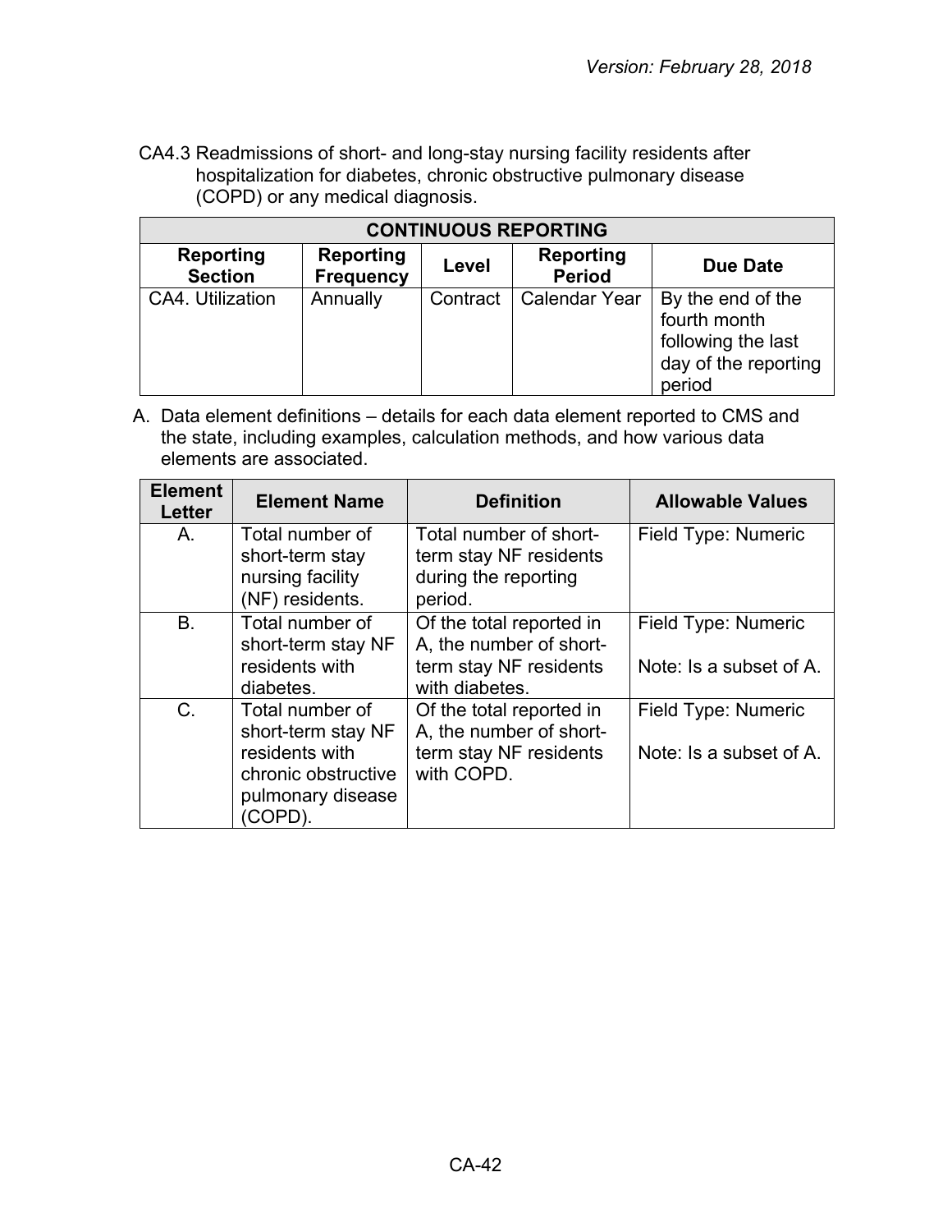CA4.3 Readmissions of short- and long-stay nursing facility residents after hospitalization for diabetes, chronic obstructive pulmonary disease (COPD) or any medical diagnosis.

| CONTINUOUS REPORTING | | | | |
|---|---|---|---|---|
| **Reporting Section** | **Reporting Frequency** | **Level** | **Reporting Period** | **Due Date** |
| CA4. Utilization | Annually | Contract | Calendar Year | By the end of the fourth month following the last day of the reporting period |

A. Data element definitions – details for each data element reported to CMS and the state, including examples, calculation methods, and how various data elements are associated.

| Element Letter | Element Name | Definition | Allowable Values |
|---|---|---|---|
| A. | Total number of short-term stay nursing facility (NF) residents. | Total number of short-term stay NF residents during the reporting period. | Field Type: Numeric |
| B. | Total number of short-term stay NF residents with diabetes. | Of the total reported in A, the number of short-term stay NF residents with diabetes. | Field Type: Numeric<br><br>Note: Is a subset of A. |
| C. | Total number of short-term stay NF residents with chronic obstructive pulmonary disease (COPD). | Of the total reported in A, the number of short-term stay NF residents with COPD. | Field Type: Numeric<br><br>Note: Is a subset of A. |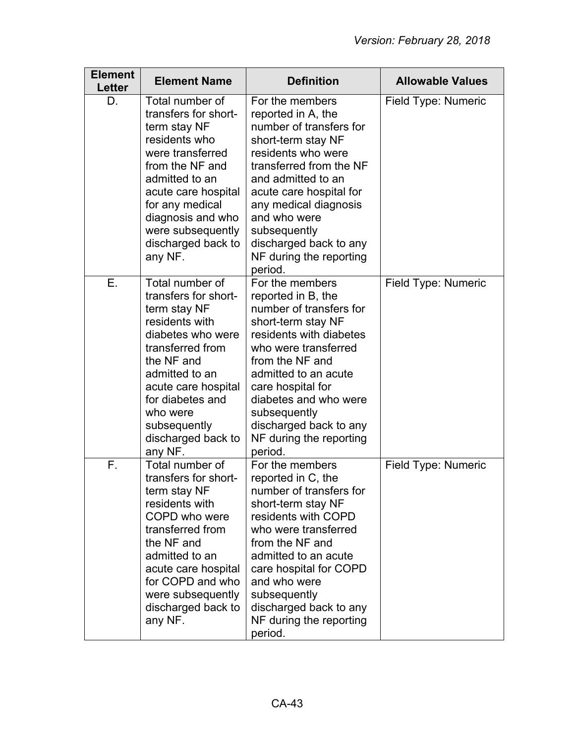| Element Letter | Element Name | Definition | Allowable Values |
|---|---|---|---|
| D. | Total number of transfers for short-term stay NF residents who were transferred from the NF and admitted to an acute care hospital for any medical diagnosis and who were subsequently discharged back to any NF. | For the members reported in A, the number of transfers for short-term stay NF residents who were transferred from the NF and admitted to an acute care hospital for any medical diagnosis and who were subsequently discharged back to any NF during the reporting period. | Field Type: Numeric |
| E. | Total number of transfers for short-term stay NF residents with diabetes who were transferred from the NF and admitted to an acute care hospital for diabetes and who were subsequently discharged back to any NF. | For the members reported in B, the number of transfers for short-term stay NF residents with diabetes who were transferred from the NF and admitted to an acute care hospital for diabetes and who were subsequently discharged back to any NF during the reporting period. | Field Type: Numeric |
| F. | Total number of transfers for short-term stay NF residents with COPD who were transferred from the NF and admitted to an acute care hospital for COPD and who were subsequently discharged back to any NF. | For the members reported in C, the number of transfers for short-term stay NF residents with COPD who were transferred from the NF and admitted to an acute care hospital for COPD and who were subsequently discharged back to any NF during the reporting period. | Field Type: Numeric |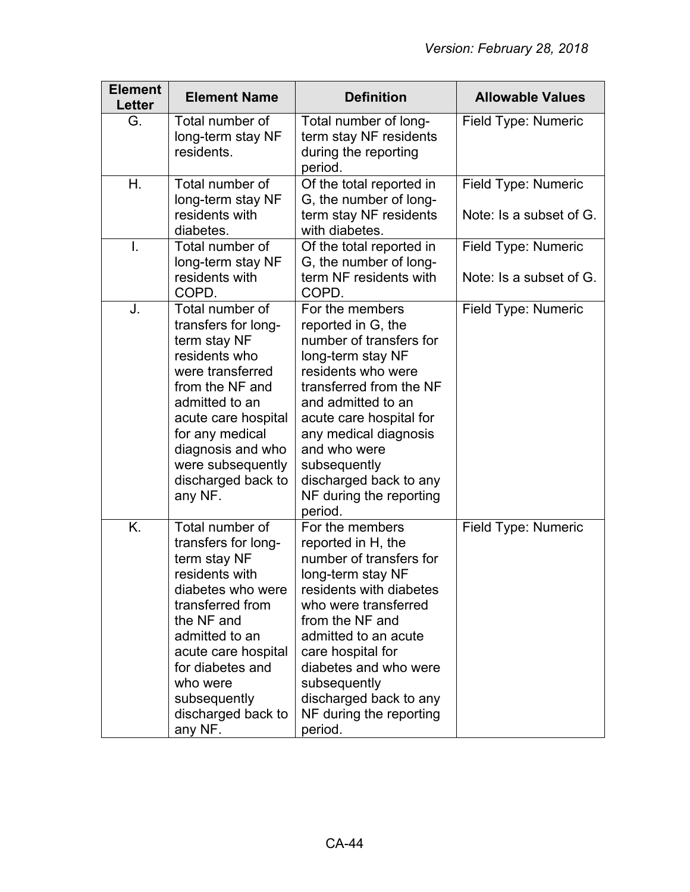| Element Letter | Element Name | Definition | Allowable Values |
|---|---|---|---|
| G. | Total number of long-term stay NF residents. | Total number of long-term stay NF residents during the reporting period. | Field Type: Numeric |
| H. | Total number of long-term stay NF residents with diabetes. | Of the total reported in G, the number of long-term stay NF residents with diabetes. | Field Type: Numeric<br><br>Note: Is a subset of G. |
| I. | Total number of long-term stay NF residents with COPD. | Of the total reported in G, the number of long-term NF residents with COPD. | Field Type: Numeric<br><br>Note: Is a subset of G. |
| J. | Total number of transfers for long-term stay NF residents who were transferred from the NF and admitted to an acute care hospital for any medical diagnosis and who were subsequently discharged back to any NF. | For the members reported in G, the number of transfers for long-term stay NF residents who were transferred from the NF and admitted to an acute care hospital for any medical diagnosis and who were subsequently discharged back to any NF during the reporting period. | Field Type: Numeric |
| K. | Total number of transfers for long-term stay NF residents with diabetes who were transferred from the NF and admitted to an acute care hospital for diabetes and who were subsequently discharged back to any NF. | For the members reported in H, the number of transfers for long-term stay NF residents with diabetes who were transferred from the NF and admitted to an acute care hospital for diabetes and who were subsequently discharged back to any NF during the reporting period. | Field Type: Numeric |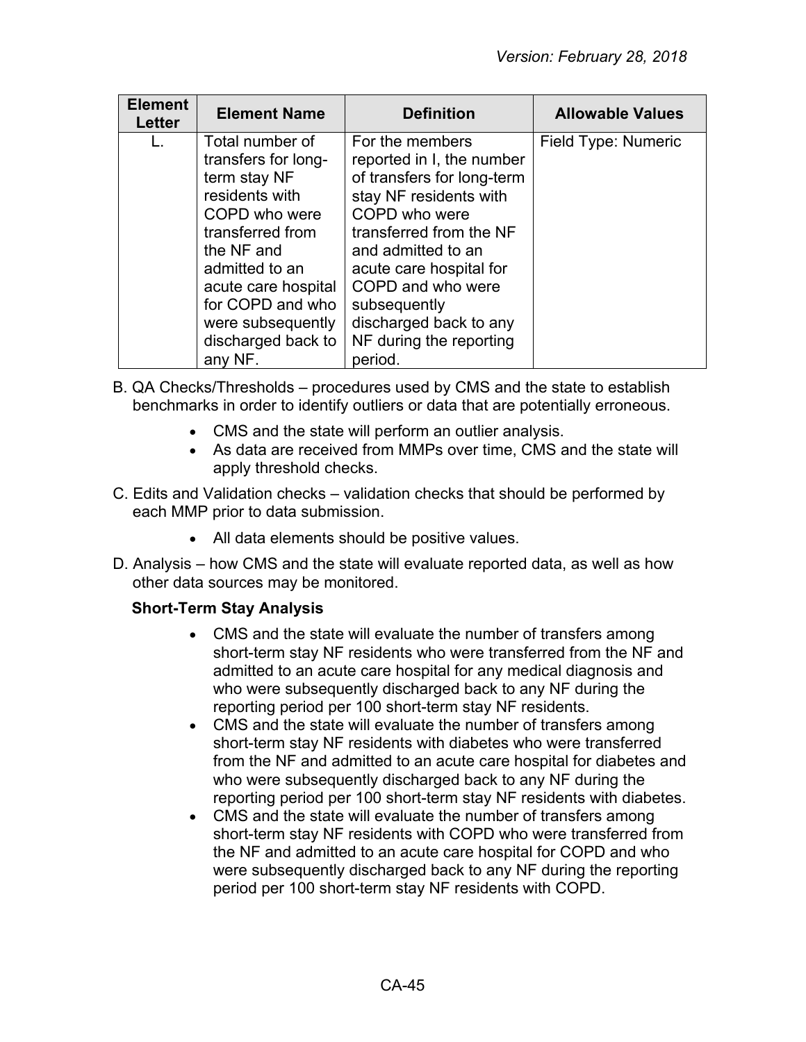| Element Letter | Element Name | Definition | Allowable Values |
|---|---|---|---|
| L. | Total number of transfers for long-term stay NF residents with COPD who were transferred from the NF and admitted to an acute care hospital for COPD and who were subsequently discharged back to any NF. | For the members reported in I, the number of transfers for long-term stay NF residents with COPD who were transferred from the NF and admitted to an acute care hospital for COPD and who were subsequently discharged back to any NF during the reporting period. | Field Type: Numeric |

B. QA Checks/Thresholds – procedures used by CMS and the state to establish benchmarks in order to identify outliers or data that are potentially erroneous.

- CMS and the state will perform an outlier analysis.
- As data are received from MMPs over time, CMS and the state will apply threshold checks.

C. Edits and Validation checks – validation checks that should be performed by each MMP prior to data submission.

- All data elements should be positive values.

D. Analysis – how CMS and the state will evaluate reported data, as well as how other data sources may be monitored.

**Short-Term Stay Analysis**

- CMS and the state will evaluate the number of transfers among short-term stay NF residents who were transferred from the NF and admitted to an acute care hospital for any medical diagnosis and who were subsequently discharged back to any NF during the reporting period per 100 short-term stay NF residents.
- CMS and the state will evaluate the number of transfers among short-term stay NF residents with diabetes who were transferred from the NF and admitted to an acute care hospital for diabetes and who were subsequently discharged back to any NF during the reporting period per 100 short-term stay NF residents with diabetes.
- CMS and the state will evaluate the number of transfers among short-term stay NF residents with COPD who were transferred from the NF and admitted to an acute care hospital for COPD and who were subsequently discharged back to any NF during the reporting period per 100 short-term stay NF residents with COPD.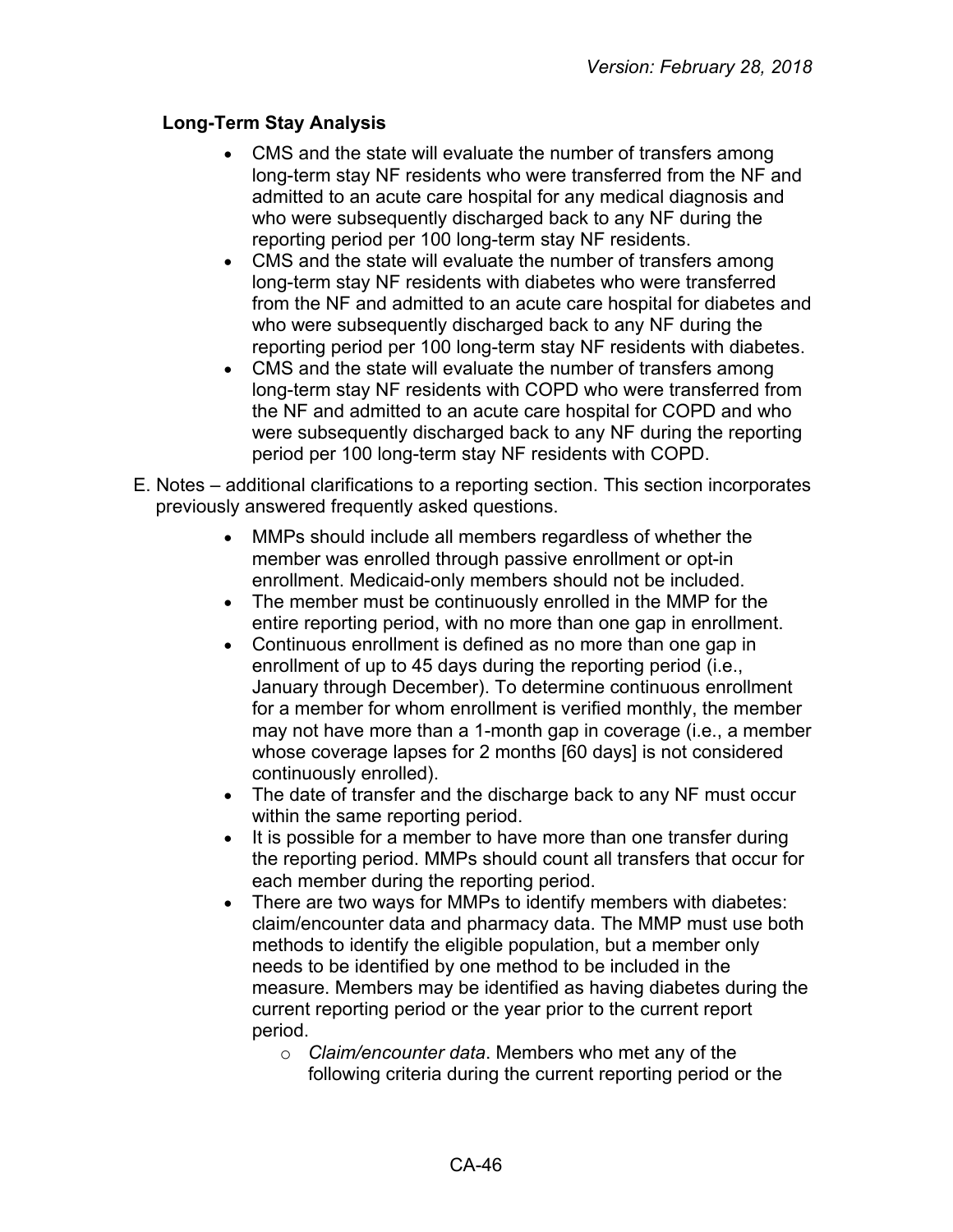**Long-Term Stay Analysis**

- CMS and the state will evaluate the number of transfers among long-term stay NF residents who were transferred from the NF and admitted to an acute care hospital for any medical diagnosis and who were subsequently discharged back to any NF during the reporting period per 100 long-term stay NF residents.
- CMS and the state will evaluate the number of transfers among long-term stay NF residents with diabetes who were transferred from the NF and admitted to an acute care hospital for diabetes and who were subsequently discharged back to any NF during the reporting period per 100 long-term stay NF residents with diabetes.
- CMS and the state will evaluate the number of transfers among long-term stay NF residents with COPD who were transferred from the NF and admitted to an acute care hospital for COPD and who were subsequently discharged back to any NF during the reporting period per 100 long-term stay NF residents with COPD.

E. Notes – additional clarifications to a reporting section. This section incorporates previously answered frequently asked questions.

- MMPs should include all members regardless of whether the member was enrolled through passive enrollment or opt-in enrollment. Medicaid-only members should not be included.
- The member must be continuously enrolled in the MMP for the entire reporting period, with no more than one gap in enrollment.
- Continuous enrollment is defined as no more than one gap in enrollment of up to 45 days during the reporting period (i.e., January through December). To determine continuous enrollment for a member for whom enrollment is verified monthly, the member may not have more than a 1-month gap in coverage (i.e., a member whose coverage lapses for 2 months [60 days] is not considered continuously enrolled).
- The date of transfer and the discharge back to any NF must occur within the same reporting period.
- It is possible for a member to have more than one transfer during the reporting period. MMPs should count all transfers that occur for each member during the reporting period.
- There are two ways for MMPs to identify members with diabetes: claim/encounter data and pharmacy data. The MMP must use both methods to identify the eligible population, but a member only needs to be identified by one method to be included in the measure. Members may be identified as having diabetes during the current reporting period or the year prior to the current report period.
  - *Claim/encounter data*. Members who met any of the following criteria during the current reporting period or the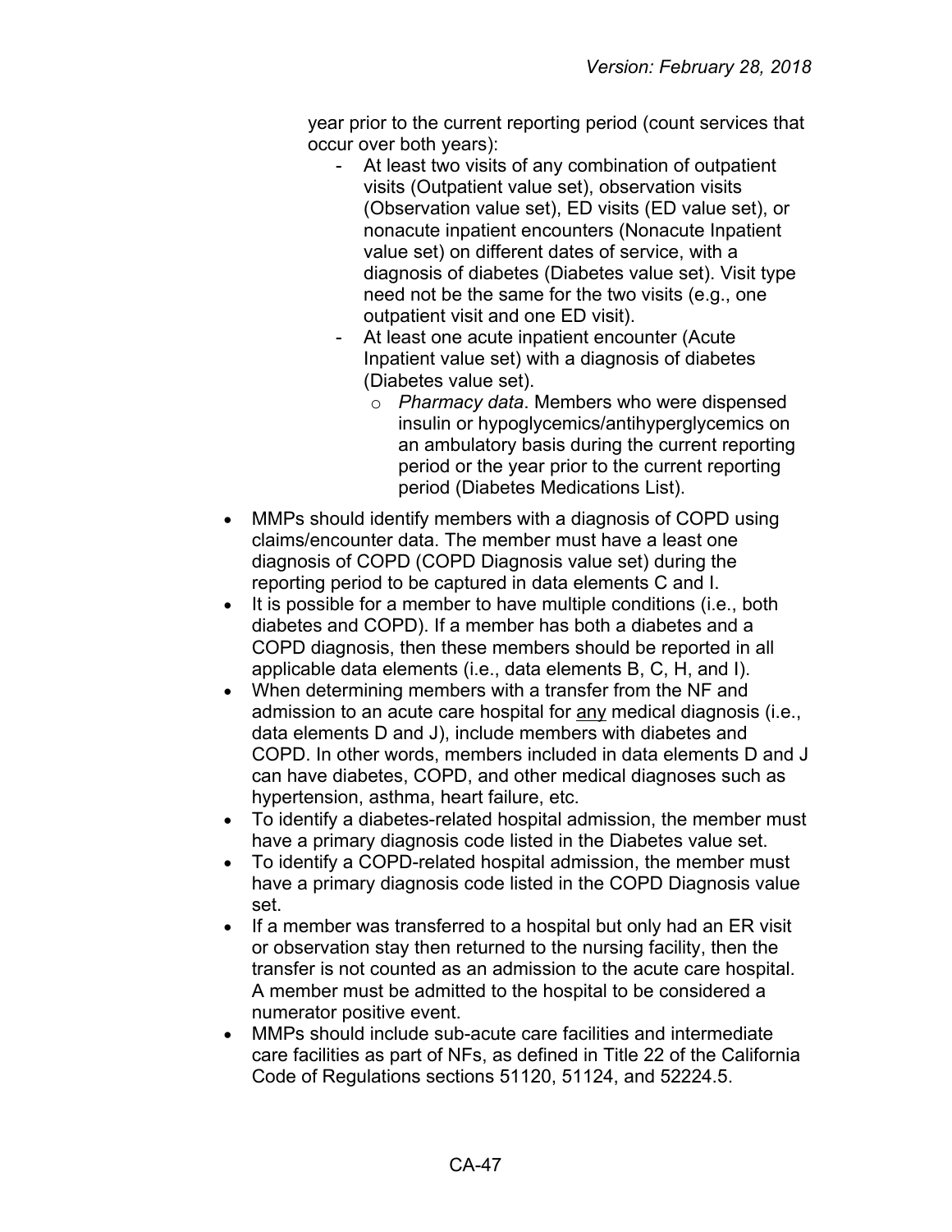year prior to the current reporting period (count services that occur over both years):

- At least two visits of any combination of outpatient visits (Outpatient value set), observation visits (Observation value set), ED visits (ED value set), or nonacute inpatient encounters (Nonacute Inpatient value set) on different dates of service, with a diagnosis of diabetes (Diabetes value set). Visit type need not be the same for the two visits (e.g., one outpatient visit and one ED visit).
- At least one acute inpatient encounter (Acute Inpatient value set) with a diagnosis of diabetes (Diabetes value set).
  - *Pharmacy data*. Members who were dispensed insulin or hypoglycemics/antihyperglycemics on an ambulatory basis during the current reporting period or the year prior to the current reporting period (Diabetes Medications List).

- MMPs should identify members with a diagnosis of COPD using claims/encounter data. The member must have a least one diagnosis of COPD (COPD Diagnosis value set) during the reporting period to be captured in data elements C and I.
- It is possible for a member to have multiple conditions (i.e., both diabetes and COPD). If a member has both a diabetes and a COPD diagnosis, then these members should be reported in all applicable data elements (i.e., data elements B, C, H, and I).
- When determining members with a transfer from the NF and admission to an acute care hospital for <u>any</u> medical diagnosis (i.e., data elements D and J), include members with diabetes and COPD. In other words, members included in data elements D and J can have diabetes, COPD, and other medical diagnoses such as hypertension, asthma, heart failure, etc.
- To identify a diabetes-related hospital admission, the member must have a primary diagnosis code listed in the Diabetes value set.
- To identify a COPD-related hospital admission, the member must have a primary diagnosis code listed in the COPD Diagnosis value set.
- If a member was transferred to a hospital but only had an ER visit or observation stay then returned to the nursing facility, then the transfer is not counted as an admission to the acute care hospital. A member must be admitted to the hospital to be considered a numerator positive event.
- MMPs should include sub-acute care facilities and intermediate care facilities as part of NFs, as defined in Title 22 of the California Code of Regulations sections 51120, 51124, and 52224.5.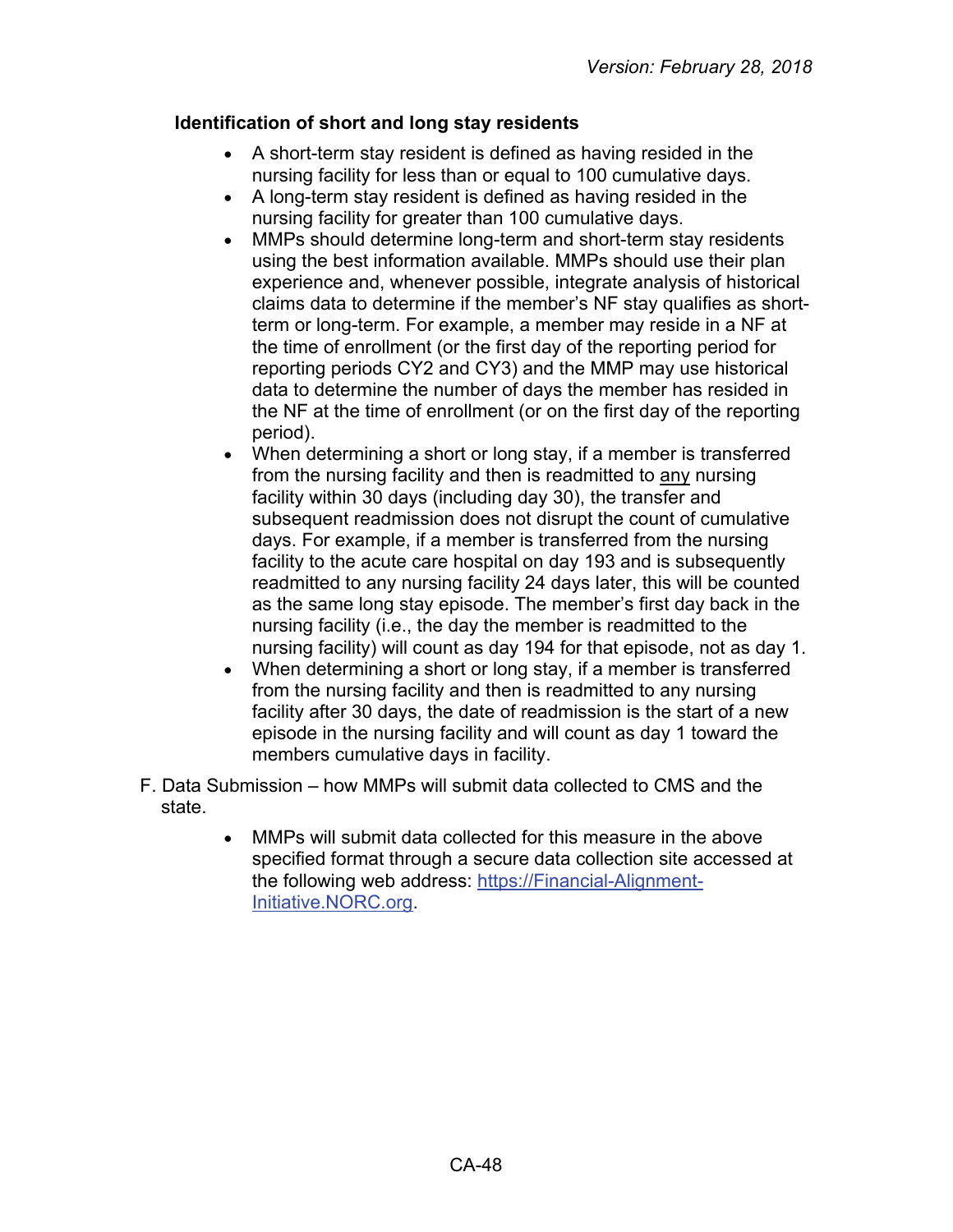**Identification of short and long stay residents**

- A short-term stay resident is defined as having resided in the nursing facility for less than or equal to 100 cumulative days.
- A long-term stay resident is defined as having resided in the nursing facility for greater than 100 cumulative days.
- MMPs should determine long-term and short-term stay residents using the best information available. MMPs should use their plan experience and, whenever possible, integrate analysis of historical claims data to determine if the member's NF stay qualifies as short-term or long-term. For example, a member may reside in a NF at the time of enrollment (or the first day of the reporting period for reporting periods CY2 and CY3) and the MMP may use historical data to determine the number of days the member has resided in the NF at the time of enrollment (or on the first day of the reporting period).
- When determining a short or long stay, if a member is transferred from the nursing facility and then is readmitted to <u>any</u> nursing facility within 30 days (including day 30), the transfer and subsequent readmission does not disrupt the count of cumulative days. For example, if a member is transferred from the nursing facility to the acute care hospital on day 193 and is subsequently readmitted to any nursing facility 24 days later, this will be counted as the same long stay episode. The member's first day back in the nursing facility (i.e., the day the member is readmitted to the nursing facility) will count as day 194 for that episode, not as day 1.
- When determining a short or long stay, if a member is transferred from the nursing facility and then is readmitted to any nursing facility after 30 days, the date of readmission is the start of a new episode in the nursing facility and will count as day 1 toward the members cumulative days in facility.

F. Data Submission – how MMPs will submit data collected to CMS and the state.

- MMPs will submit data collected for this measure in the above specified format through a secure data collection site accessed at the following web address: [https://Financial-Alignment-Initiative.NORC.org](https://Financial-Alignment-Initiative.NORC.org).